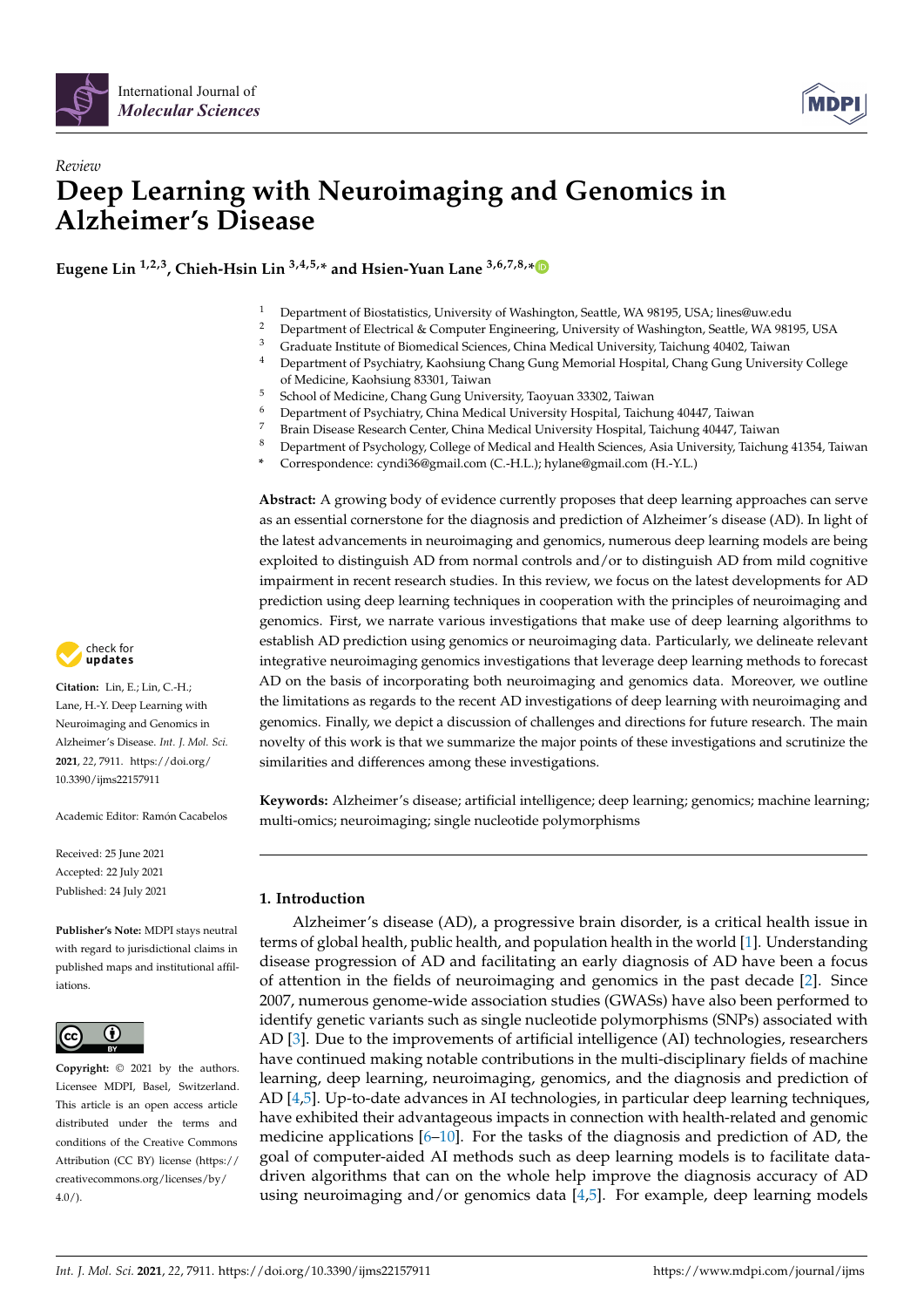International Journal of *Molecular Sciences*

*Review*

# Deep Learning with Neuroimaging and Genomics in Alzheimer's Disease

**Eugene Lin [1,2,3], Chieh-Hsin Lin [3,4,5,*] and Hsien-Yuan Lane [3,6,7,8,*]**

1 Department of Biostatistics, University of Washington, Seattle, WA 98195, USA; lines@uw.edu
2 Department of Electrical & Computer Engineering, University of Washington, Seattle, WA 98195, USA
3 Graduate Institute of Biomedical Sciences, China Medical University, Taichung 40402, Taiwan
4 Department of Psychiatry, Kaohsiung Chang Gung Memorial Hospital, Chang Gung University College of Medicine, Kaohsiung 83301, Taiwan
5 School of Medicine, Chang Gung University, Taoyuan 33302, Taiwan
6 Department of Psychiatry, China Medical University Hospital, Taichung 40447, Taiwan
7 Brain Disease Research Center, China Medical University Hospital, Taichung 40447, Taiwan
8 Department of Psychology, College of Medical and Health Sciences, Asia University, Taichung 41354, Taiwan
* Correspondence: cyndi36@gmail.com (C.-H.L.); hylane@gmail.com (H.-Y.L.)

**Abstract:** A growing body of evidence currently proposes that deep learning approaches can serve as an essential cornerstone for the diagnosis and prediction of Alzheimer's disease (AD). In light of the latest advancements in neuroimaging and genomics, numerous deep learning models are being exploited to distinguish AD from normal controls and/or to distinguish AD from mild cognitive impairment in recent research studies. In this review, we focus on the latest developments for AD prediction using deep learning techniques in cooperation with the principles of neuroimaging and genomics. First, we narrate various investigations that make use of deep learning algorithms to establish AD prediction using genomics or neuroimaging data. Particularly, we delineate relevant integrative neuroimaging genomics investigations that leverage deep learning methods to forecast AD on the basis of incorporating both neuroimaging and genomics data. Moreover, we outline the limitations as regards to the recent AD investigations of deep learning with neuroimaging and genomics. Finally, we depict a discussion of challenges and directions for future research. The main novelty of this work is that we summarize the major points of these investigations and scrutinize the similarities and differences among these investigations.

**Keywords:** Alzheimer's disease; artificial intelligence; deep learning; genomics; machine learning; multi-omics; neuroimaging; single nucleotide polymorphisms

**Citation:** Lin, E.; Lin, C.-H.; Lane, H.-Y. Deep Learning with Neuroimaging and Genomics in Alzheimer's Disease. *Int. J. Mol. Sci.* **2021**, *22*, 7911. https://doi.org/10.3390/ijms22157911

Academic Editor: Ramón Cacabelos

Received: 25 June 2021
Accepted: 22 July 2021
Published: 24 July 2021

**Publisher's Note:** MDPI stays neutral with regard to jurisdictional claims in published maps and institutional affiliations.

**Copyright:** © 2021 by the authors. Licensee MDPI, Basel, Switzerland. This article is an open access article distributed under the terms and conditions of the Creative Commons Attribution (CC BY) license (https://creativecommons.org/licenses/by/4.0/).

## 1. Introduction

Alzheimer's disease (AD), a progressive brain disorder, is a critical health issue in terms of global health, public health, and population health in the world [1]. Understanding disease progression of AD and facilitating an early diagnosis of AD have been a focus of attention in the fields of neuroimaging and genomics in the past decade [2]. Since 2007, numerous genome-wide association studies (GWASs) have also been performed to identify genetic variants such as single nucleotide polymorphisms (SNPs) associated with AD [3]. Due to the improvements of artificial intelligence (AI) technologies, researchers have continued making notable contributions in the multi-disciplinary fields of machine learning, deep learning, neuroimaging, genomics, and the diagnosis and prediction of AD [4,5]. Up-to-date advances in AI technologies, in particular deep learning techniques, have exhibited their advantageous impacts in connection with health-related and genomic medicine applications [6–10]. For the tasks of the diagnosis and prediction of AD, the goal of computer-aided AI methods such as deep learning models is to facilitate data-driven algorithms that can on the whole help improve the diagnosis accuracy of AD using neuroimaging and/or genomics data [4,5]. For example, deep learning models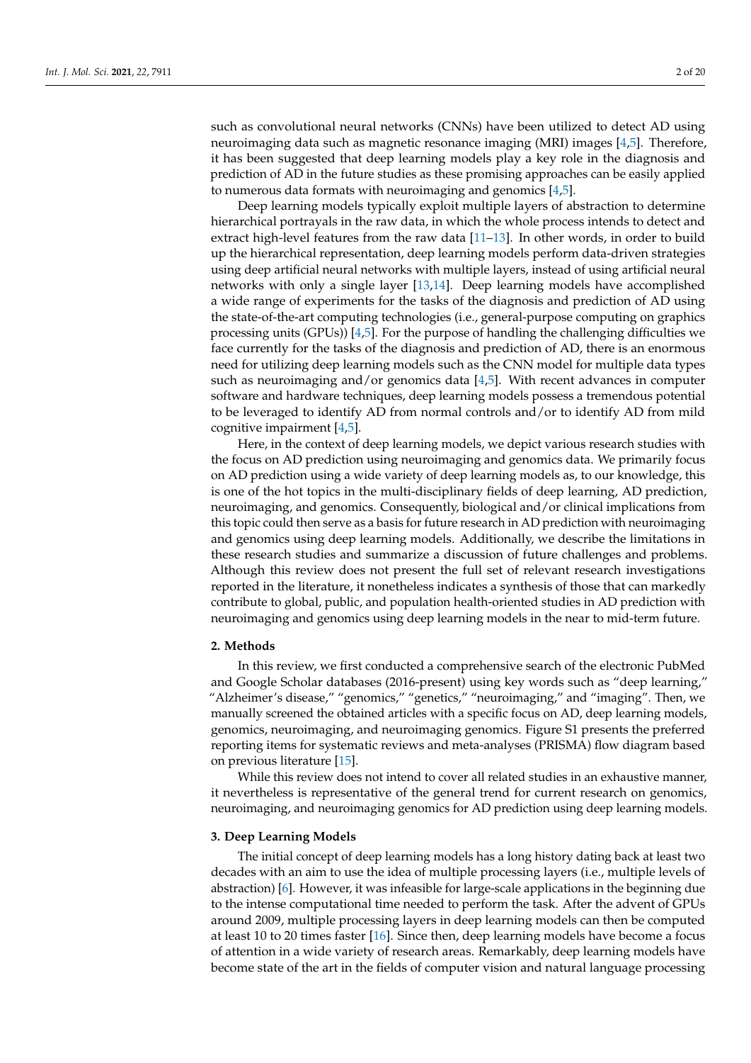such as convolutional neural networks (CNNs) have been utilized to detect AD using neuroimaging data such as magnetic resonance imaging (MRI) images [4,5]. Therefore, it has been suggested that deep learning models play a key role in the diagnosis and prediction of AD in the future studies as these promising approaches can be easily applied to numerous data formats with neuroimaging and genomics [4,5].

Deep learning models typically exploit multiple layers of abstraction to determine hierarchical portrayals in the raw data, in which the whole process intends to detect and extract high-level features from the raw data [11–13]. In other words, in order to build up the hierarchical representation, deep learning models perform data-driven strategies using deep artificial neural networks with multiple layers, instead of using artificial neural networks with only a single layer [13,14]. Deep learning models have accomplished a wide range of experiments for the tasks of the diagnosis and prediction of AD using the state-of-the-art computing technologies (i.e., general-purpose computing on graphics processing units (GPUs)) [4,5]. For the purpose of handling the challenging difficulties we face currently for the tasks of the diagnosis and prediction of AD, there is an enormous need for utilizing deep learning models such as the CNN model for multiple data types such as neuroimaging and/or genomics data [4,5]. With recent advances in computer software and hardware techniques, deep learning models possess a tremendous potential to be leveraged to identify AD from normal controls and/or to identify AD from mild cognitive impairment [4,5].

Here, in the context of deep learning models, we depict various research studies with the focus on AD prediction using neuroimaging and genomics data. We primarily focus on AD prediction using a wide variety of deep learning models as, to our knowledge, this is one of the hot topics in the multi-disciplinary fields of deep learning, AD prediction, neuroimaging, and genomics. Consequently, biological and/or clinical implications from this topic could then serve as a basis for future research in AD prediction with neuroimaging and genomics using deep learning models. Additionally, we describe the limitations in these research studies and summarize a discussion of future challenges and problems. Although this review does not present the full set of relevant research investigations reported in the literature, it nonetheless indicates a synthesis of those that can markedly contribute to global, public, and population health-oriented studies in AD prediction with neuroimaging and genomics using deep learning models in the near to mid-term future.

## 2. Methods

In this review, we first conducted a comprehensive search of the electronic PubMed and Google Scholar databases (2016-present) using key words such as "deep learning," "Alzheimer's disease," "genomics," "genetics," "neuroimaging," and "imaging". Then, we manually screened the obtained articles with a specific focus on AD, deep learning models, genomics, neuroimaging, and neuroimaging genomics. Figure S1 presents the preferred reporting items for systematic reviews and meta-analyses (PRISMA) flow diagram based on previous literature [15].

While this review does not intend to cover all related studies in an exhaustive manner, it nevertheless is representative of the general trend for current research on genomics, neuroimaging, and neuroimaging genomics for AD prediction using deep learning models.

## 3. Deep Learning Models

The initial concept of deep learning models has a long history dating back at least two decades with an aim to use the idea of multiple processing layers (i.e., multiple levels of abstraction) [6]. However, it was infeasible for large-scale applications in the beginning due to the intense computational time needed to perform the task. After the advent of GPUs around 2009, multiple processing layers in deep learning models can then be computed at least 10 to 20 times faster [16]. Since then, deep learning models have become a focus of attention in a wide variety of research areas. Remarkably, deep learning models have become state of the art in the fields of computer vision and natural language processing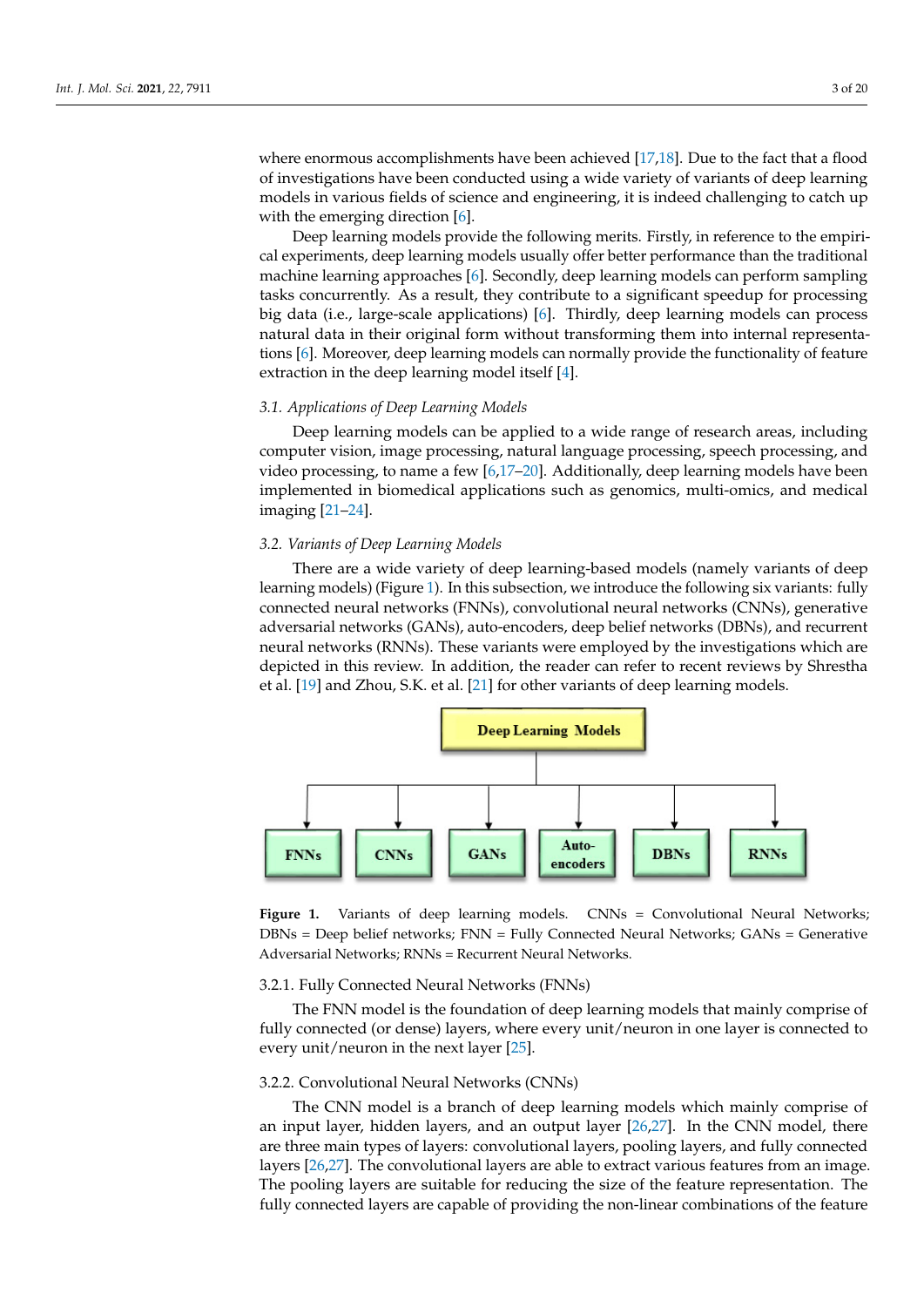where enormous accomplishments have been achieved [17,18]. Due to the fact that a flood of investigations have been conducted using a wide variety of variants of deep learning models in various fields of science and engineering, it is indeed challenging to catch up with the emerging direction [6].

Deep learning models provide the following merits. Firstly, in reference to the empirical experiments, deep learning models usually offer better performance than the traditional machine learning approaches [6]. Secondly, deep learning models can perform sampling tasks concurrently. As a result, they contribute to a significant speedup for processing big data (i.e., large-scale applications) [6]. Thirdly, deep learning models can process natural data in their original form without transforming them into internal representations [6]. Moreover, deep learning models can normally provide the functionality of feature extraction in the deep learning model itself [4].

### *3.1. Applications of Deep Learning Models*

Deep learning models can be applied to a wide range of research areas, including computer vision, image processing, natural language processing, speech processing, and video processing, to name a few [6,17–20]. Additionally, deep learning models have been implemented in biomedical applications such as genomics, multi-omics, and medical imaging [21–24].

### *3.2. Variants of Deep Learning Models*

There are a wide variety of deep learning-based models (namely variants of deep learning models) (Figure 1). In this subsection, we introduce the following six variants: fully connected neural networks (FNNs), convolutional neural networks (CNNs), generative adversarial networks (GANs), auto-encoders, deep belief networks (DBNs), and recurrent neural networks (RNNs). These variants were employed by the investigations which are depicted in this review. In addition, the reader can refer to recent reviews by Shrestha et al. [19] and Zhou, S.K. et al. [21] for other variants of deep learning models.

**Deep Learning Models**

**FNNs** | **CNNs** | **GANs** | **Auto-encoders** | **DBNs** | **RNNs**

**Figure 1.** Variants of deep learning models. CNNs = Convolutional Neural Networks; DBNs = Deep belief networks; FNN = Fully Connected Neural Networks; GANs = Generative Adversarial Networks; RNNs = Recurrent Neural Networks.

#### 3.2.1. Fully Connected Neural Networks (FNNs)

The FNN model is the foundation of deep learning models that mainly comprise of fully connected (or dense) layers, where every unit/neuron in one layer is connected to every unit/neuron in the next layer [25].

#### 3.2.2. Convolutional Neural Networks (CNNs)

The CNN model is a branch of deep learning models which mainly comprise of an input layer, hidden layers, and an output layer [26,27]. In the CNN model, there are three main types of layers: convolutional layers, pooling layers, and fully connected layers [26,27]. The convolutional layers are able to extract various features from an image. The pooling layers are suitable for reducing the size of the feature representation. The fully connected layers are capable of providing the non-linear combinations of the feature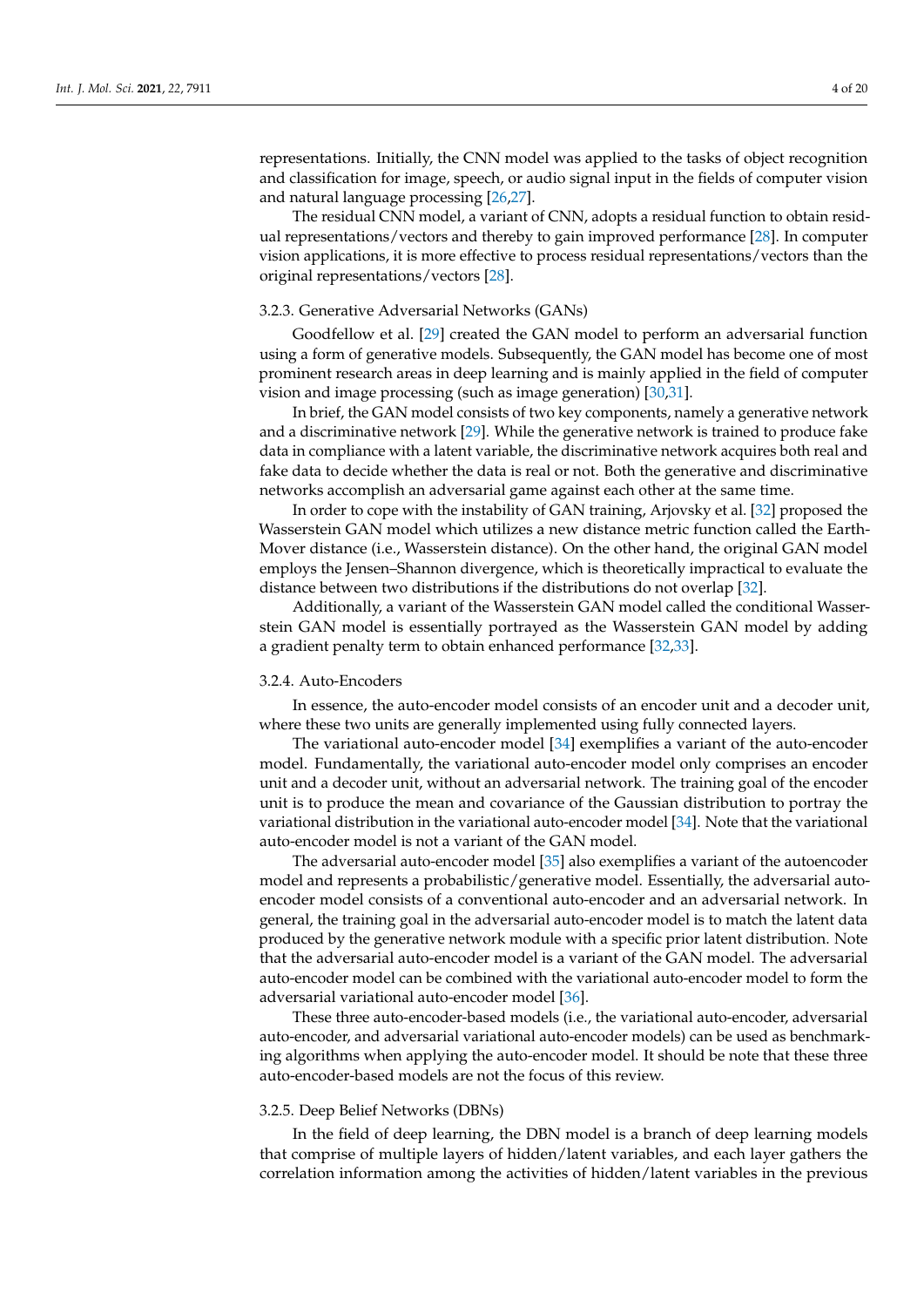representations. Initially, the CNN model was applied to the tasks of object recognition and classification for image, speech, or audio signal input in the fields of computer vision and natural language processing [26,27].

The residual CNN model, a variant of CNN, adopts a residual function to obtain residual representations/vectors and thereby to gain improved performance [28]. In computer vision applications, it is more effective to process residual representations/vectors than the original representations/vectors [28].

#### 3.2.3. Generative Adversarial Networks (GANs)

Goodfellow et al. [29] created the GAN model to perform an adversarial function using a form of generative models. Subsequently, the GAN model has become one of most prominent research areas in deep learning and is mainly applied in the field of computer vision and image processing (such as image generation) [30,31].

In brief, the GAN model consists of two key components, namely a generative network and a discriminative network [29]. While the generative network is trained to produce fake data in compliance with a latent variable, the discriminative network acquires both real and fake data to decide whether the data is real or not. Both the generative and discriminative networks accomplish an adversarial game against each other at the same time.

In order to cope with the instability of GAN training, Arjovsky et al. [32] proposed the Wasserstein GAN model which utilizes a new distance metric function called the Earth-Mover distance (i.e., Wasserstein distance). On the other hand, the original GAN model employs the Jensen–Shannon divergence, which is theoretically impractical to evaluate the distance between two distributions if the distributions do not overlap [32].

Additionally, a variant of the Wasserstein GAN model called the conditional Wasserstein GAN model is essentially portrayed as the Wasserstein GAN model by adding a gradient penalty term to obtain enhanced performance [32,33].

#### 3.2.4. Auto-Encoders

In essence, the auto-encoder model consists of an encoder unit and a decoder unit, where these two units are generally implemented using fully connected layers.

The variational auto-encoder model [34] exemplifies a variant of the auto-encoder model. Fundamentally, the variational auto-encoder model only comprises an encoder unit and a decoder unit, without an adversarial network. The training goal of the encoder unit is to produce the mean and covariance of the Gaussian distribution to portray the variational distribution in the variational auto-encoder model [34]. Note that the variational auto-encoder model is not a variant of the GAN model.

The adversarial auto-encoder model [35] also exemplifies a variant of the autoencoder model and represents a probabilistic/generative model. Essentially, the adversarial auto-encoder model consists of a conventional auto-encoder and an adversarial network. In general, the training goal in the adversarial auto-encoder model is to match the latent data produced by the generative network module with a specific prior latent distribution. Note that the adversarial auto-encoder model is a variant of the GAN model. The adversarial auto-encoder model can be combined with the variational auto-encoder model to form the adversarial variational auto-encoder model [36].

These three auto-encoder-based models (i.e., the variational auto-encoder, adversarial auto-encoder, and adversarial variational auto-encoder models) can be used as benchmarking algorithms when applying the auto-encoder model. It should be note that these three auto-encoder-based models are not the focus of this review.

#### 3.2.5. Deep Belief Networks (DBNs)

In the field of deep learning, the DBN model is a branch of deep learning models that comprise of multiple layers of hidden/latent variables, and each layer gathers the correlation information among the activities of hidden/latent variables in the previous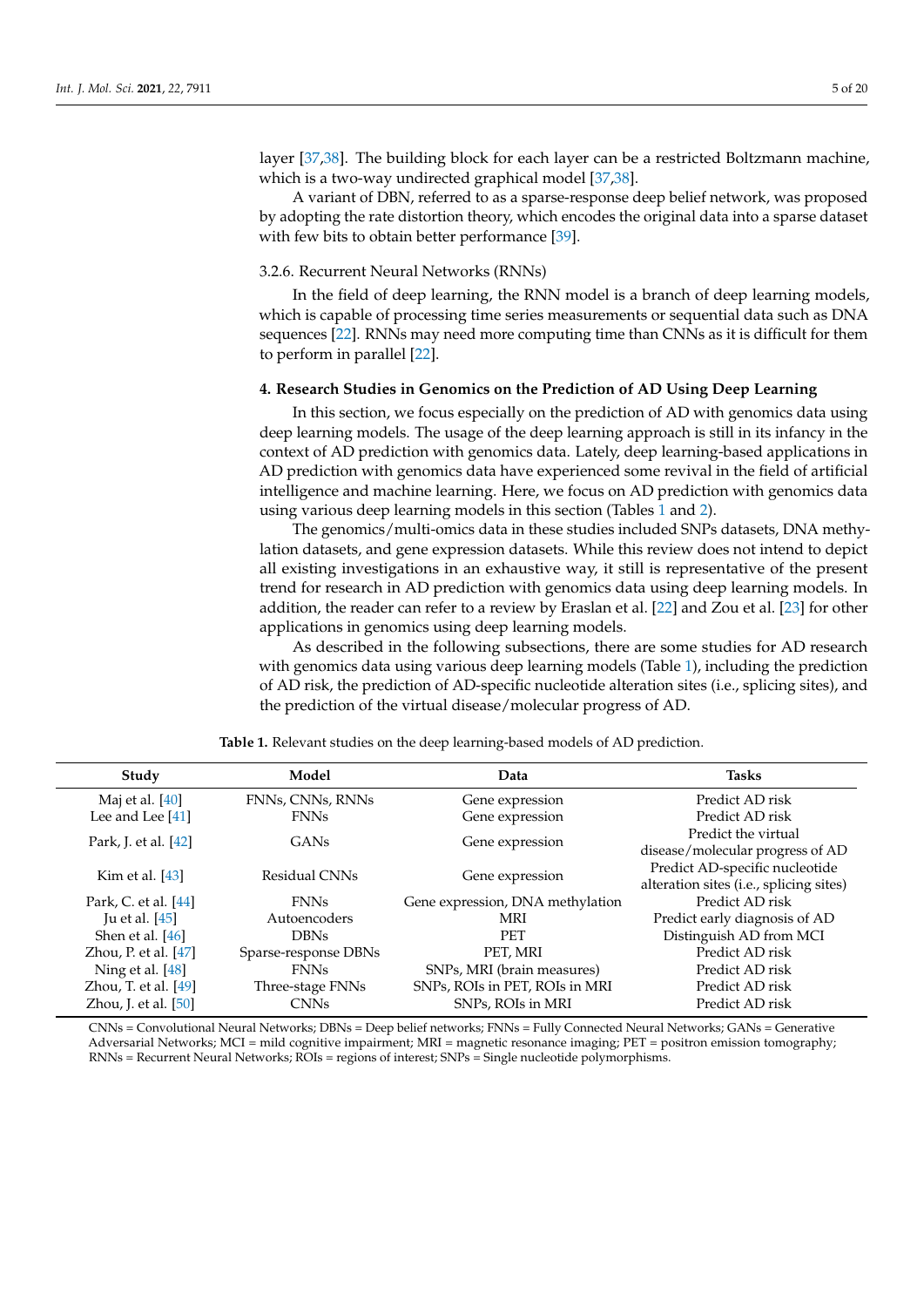layer [37,38]. The building block for each layer can be a restricted Boltzmann machine, which is a two-way undirected graphical model [37,38].

A variant of DBN, referred to as a sparse-response deep belief network, was proposed by adopting the rate distortion theory, which encodes the original data into a sparse dataset with few bits to obtain better performance [39].

#### 3.2.6. Recurrent Neural Networks (RNNs)

In the field of deep learning, the RNN model is a branch of deep learning models, which is capable of processing time series measurements or sequential data such as DNA sequences [22]. RNNs may need more computing time than CNNs as it is difficult for them to perform in parallel [22].

## 4. Research Studies in Genomics on the Prediction of AD Using Deep Learning

In this section, we focus especially on the prediction of AD with genomics data using deep learning models. The usage of the deep learning approach is still in its infancy in the context of AD prediction with genomics data. Lately, deep learning-based applications in AD prediction with genomics data have experienced some revival in the field of artificial intelligence and machine learning. Here, we focus on AD prediction with genomics data using various deep learning models in this section (Tables 1 and 2).

The genomics/multi-omics data in these studies included SNPs datasets, DNA methylation datasets, and gene expression datasets. While this review does not intend to depict all existing investigations in an exhaustive way, it still is representative of the present trend for research in AD prediction with genomics data using deep learning models. In addition, the reader can refer to a review by Eraslan et al. [22] and Zou et al. [23] for other applications in genomics using deep learning models.

As described in the following subsections, there are some studies for AD research with genomics data using various deep learning models (Table 1), including the prediction of AD risk, the prediction of AD-specific nucleotide alteration sites (i.e., splicing sites), and the prediction of the virtual disease/molecular progress of AD.

**Table 1.** Relevant studies on the deep learning-based models of AD prediction.

| Study | Model | Data | Tasks |
|---|---|---|---|
| Maj et al. [40] | FNNs, CNNs, RNNs | Gene expression | Predict AD risk |
| Lee and Lee [41] | FNNs | Gene expression | Predict AD risk |
| Park, J. et al. [42] | GANs | Gene expression | Predict the virtual disease/molecular progress of AD |
| Kim et al. [43] | Residual CNNs | Gene expression | Predict AD-specific nucleotide alteration sites (i.e., splicing sites) |
| Park, C. et al. [44] | FNNs | Gene expression, DNA methylation | Predict AD risk |
| Ju et al. [45] | Autoencoders | MRI | Predict early diagnosis of AD |
| Shen et al. [46] | DBNs | PET | Distinguish AD from MCI |
| Zhou, P. et al. [47] | Sparse-response DBNs | PET, MRI | Predict AD risk |
| Ning et al. [48] | FNNs | SNPs, MRI (brain measures) | Predict AD risk |
| Zhou, T. et al. [49] | Three-stage FNNs | SNPs, ROIs in PET, ROIs in MRI | Predict AD risk |
| Zhou, J. et al. [50] | CNNs | SNPs, ROIs in MRI | Predict AD risk |

CNNs = Convolutional Neural Networks; DBNs = Deep belief networks; FNNs = Fully Connected Neural Networks; GANs = Generative Adversarial Networks; MCI = mild cognitive impairment; MRI = magnetic resonance imaging; PET = positron emission tomography; RNNs = Recurrent Neural Networks; ROIs = regions of interest; SNPs = Single nucleotide polymorphisms.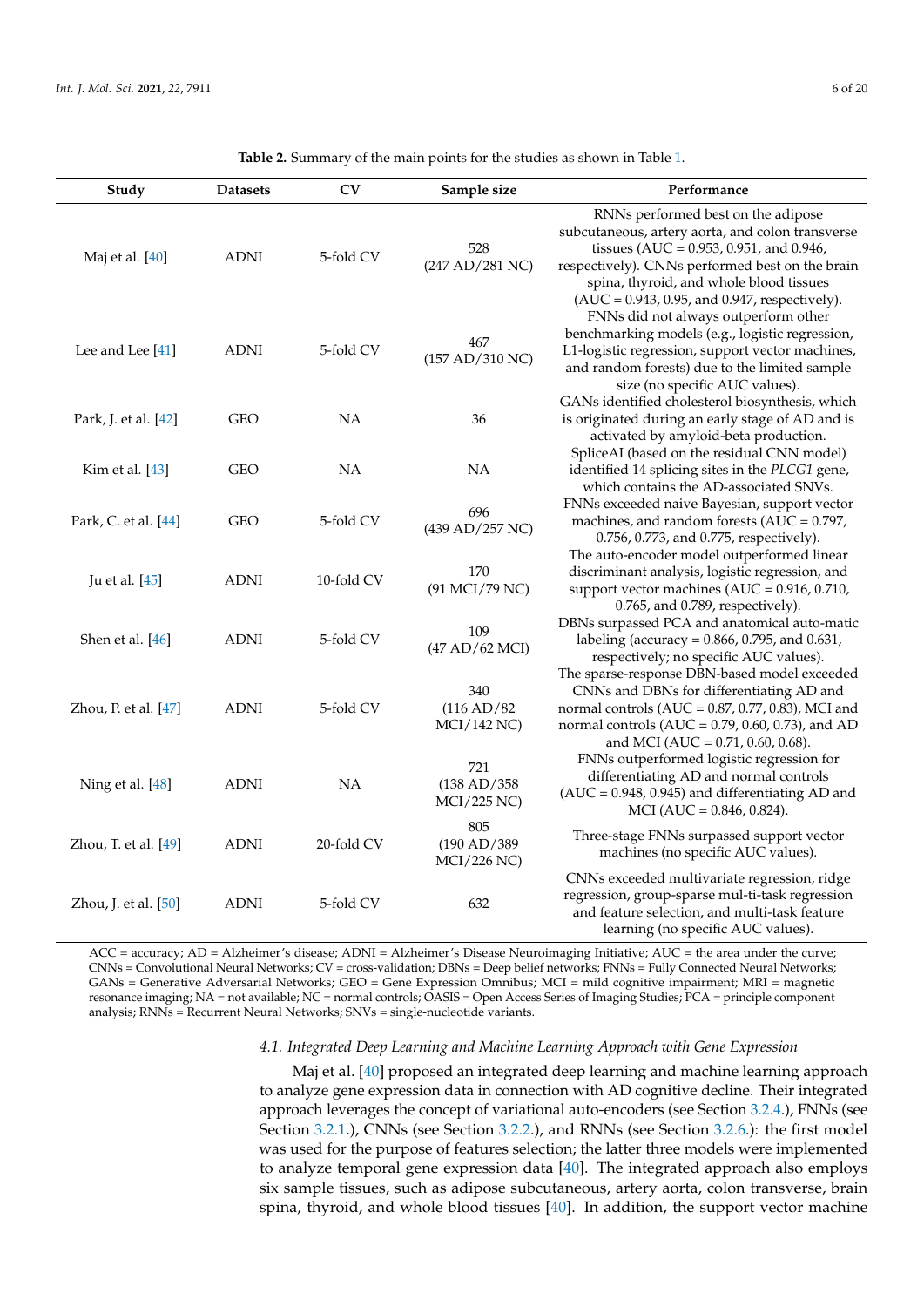**Table 2.** Summary of the main points for the studies as shown in Table 1.

| Study | Datasets | CV | Sample size | Performance |
|---|---|---|---|---|
| Maj et al. [40] | ADNI | 5-fold CV | 528 (247 AD/281 NC) | RNNs performed best on the adipose subcutaneous, artery aorta, and colon transverse tissues (AUC = 0.953, 0.951, and 0.946, respectively). CNNs performed best on the brain spina, thyroid, and whole blood tissues (AUC = 0.943, 0.95, and 0.947, respectively). |
| Lee and Lee [41] | ADNI | 5-fold CV | 467 (157 AD/310 NC) | FNNs did not always outperform other benchmarking models (e.g., logistic regression, L1-logistic regression, support vector machines, and random forests) due to the limited sample size (no specific AUC values). |
| Park, J. et al. [42] | GEO | NA | 36 | GANs identified cholesterol biosynthesis, which is originated during an early stage of AD and is activated by amyloid-beta production. |
| Kim et al. [43] | GEO | NA | NA | SpliceAI (based on the residual CNN model) identified 14 splicing sites in the *PLCG1* gene, which contains the AD-associated SNVs. |
| Park, C. et al. [44] | GEO | 5-fold CV | 696 (439 AD/257 NC) | FNNs exceeded naive Bayesian, support vector machines, and random forests (AUC = 0.797, 0.756, 0.773, and 0.775, respectively). |
| Ju et al. [45] | ADNI | 10-fold CV | 170 (91 MCI/79 NC) | The auto-encoder model outperformed linear discriminant analysis, logistic regression, and support vector machines (AUC = 0.916, 0.710, 0.765, and 0.789, respectively). |
| Shen et al. [46] | ADNI | 5-fold CV | 109 (47 AD/62 MCI) | DBNs surpassed PCA and anatomical auto-matic labeling (accuracy = 0.866, 0.795, and 0.631, respectively; no specific AUC values). |
| Zhou, P. et al. [47] | ADNI | 5-fold CV | 340 (116 AD/82 MCI/142 NC) | The sparse-response DBN-based model exceeded CNNs and DBNs for differentiating AD and normal controls (AUC = 0.87, 0.77, 0.83), MCI and normal controls (AUC = 0.79, 0.60, 0.73), and AD and MCI (AUC = 0.71, 0.60, 0.68). |
| Ning et al. [48] | ADNI | NA | 721 (138 AD/358 MCI/225 NC) | FNNs outperformed logistic regression for differentiating AD and normal controls (AUC = 0.948, 0.945) and differentiating AD and MCI (AUC = 0.846, 0.824). |
| Zhou, T. et al. [49] | ADNI | 20-fold CV | 805 (190 AD/389 MCI/226 NC) | Three-stage FNNs surpassed support vector machines (no specific AUC values). |
| Zhou, J. et al. [50] | ADNI | 5-fold CV | 632 | CNNs exceeded multivariate regression, ridge regression, group-sparse mul-ti-task regression and feature selection, and multi-task feature learning (no specific AUC values). |

ACC = accuracy; AD = Alzheimer's disease; ADNI = Alzheimer's Disease Neuroimaging Initiative; AUC = the area under the curve; CNNs = Convolutional Neural Networks; CV = cross-validation; DBNs = Deep belief networks; FNNs = Fully Connected Neural Networks; GANs = Generative Adversarial Networks; GEO = Gene Expression Omnibus; MCI = mild cognitive impairment; MRI = magnetic resonance imaging; NA = not available; NC = normal controls; OASIS = Open Access Series of Imaging Studies; PCA = principle component analysis; RNNs = Recurrent Neural Networks; SNVs = single-nucleotide variants.

### 4.1. Integrated Deep Learning and Machine Learning Approach with Gene Expression

Maj et al. [40] proposed an integrated deep learning and machine learning approach to analyze gene expression data in connection with AD cognitive decline. Their integrated approach leverages the concept of variational auto-encoders (see Section 3.2.4.), FNNs (see Section 3.2.1.), CNNs (see Section 3.2.2.), and RNNs (see Section 3.2.6.): the first model was used for the purpose of features selection; the latter three models were implemented to analyze temporal gene expression data [40]. The integrated approach also employs six sample tissues, such as adipose subcutaneous, artery aorta, colon transverse, brain spina, thyroid, and whole blood tissues [40]. In addition, the support vector machine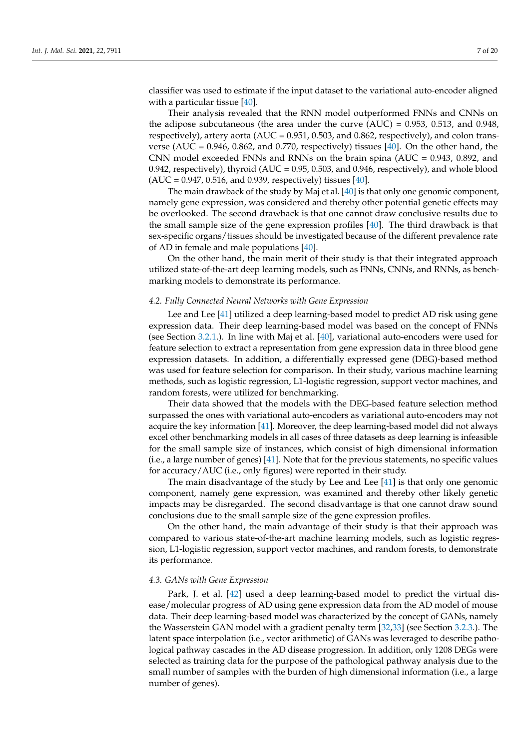classifier was used to estimate if the input dataset to the variational auto-encoder aligned with a particular tissue [40].

Their analysis revealed that the RNN model outperformed FNNs and CNNs on the adipose subcutaneous (the area under the curve (AUC) = 0.953, 0.513, and 0.948, respectively), artery aorta (AUC = 0.951, 0.503, and 0.862, respectively), and colon transverse (AUC = 0.946, 0.862, and 0.770, respectively) tissues [40]. On the other hand, the CNN model exceeded FNNs and RNNs on the brain spina (AUC = 0.943, 0.892, and 0.942, respectively), thyroid (AUC = 0.95, 0.503, and 0.946, respectively), and whole blood (AUC = 0.947, 0.516, and 0.939, respectively) tissues [40].

The main drawback of the study by Maj et al. [40] is that only one genomic component, namely gene expression, was considered and thereby other potential genetic effects may be overlooked. The second drawback is that one cannot draw conclusive results due to the small sample size of the gene expression profiles [40]. The third drawback is that sex-specific organs/tissues should be investigated because of the different prevalence rate of AD in female and male populations [40].

On the other hand, the main merit of their study is that their integrated approach utilized state-of-the-art deep learning models, such as FNNs, CNNs, and RNNs, as benchmarking models to demonstrate its performance.

### *4.2. Fully Connected Neural Networks with Gene Expression*

Lee and Lee [41] utilized a deep learning-based model to predict AD risk using gene expression data. Their deep learning-based model was based on the concept of FNNs (see Section 3.2.1.). In line with Maj et al. [40], variational auto-encoders were used for feature selection to extract a representation from gene expression data in three blood gene expression datasets. In addition, a differentially expressed gene (DEG)-based method was used for feature selection for comparison. In their study, various machine learning methods, such as logistic regression, L1-logistic regression, support vector machines, and random forests, were utilized for benchmarking.

Their data showed that the models with the DEG-based feature selection method surpassed the ones with variational auto-encoders as variational auto-encoders may not acquire the key information [41]. Moreover, the deep learning-based model did not always excel other benchmarking models in all cases of three datasets as deep learning is infeasible for the small sample size of instances, which consist of high dimensional information (i.e., a large number of genes) [41]. Note that for the previous statements, no specific values for accuracy/AUC (i.e., only figures) were reported in their study.

The main disadvantage of the study by Lee and Lee [41] is that only one genomic component, namely gene expression, was examined and thereby other likely genetic impacts may be disregarded. The second disadvantage is that one cannot draw sound conclusions due to the small sample size of the gene expression profiles.

On the other hand, the main advantage of their study is that their approach was compared to various state-of-the-art machine learning models, such as logistic regression, L1-logistic regression, support vector machines, and random forests, to demonstrate its performance.

### *4.3. GANs with Gene Expression*

Park, J. et al. [42] used a deep learning-based model to predict the virtual disease/molecular progress of AD using gene expression data from the AD model of mouse data. Their deep learning-based model was characterized by the concept of GANs, namely the Wasserstein GAN model with a gradient penalty term [32,33] (see Section 3.2.3.). The latent space interpolation (i.e., vector arithmetic) of GANs was leveraged to describe pathological pathway cascades in the AD disease progression. In addition, only 1208 DEGs were selected as training data for the purpose of the pathological pathway analysis due to the small number of samples with the burden of high dimensional information (i.e., a large number of genes).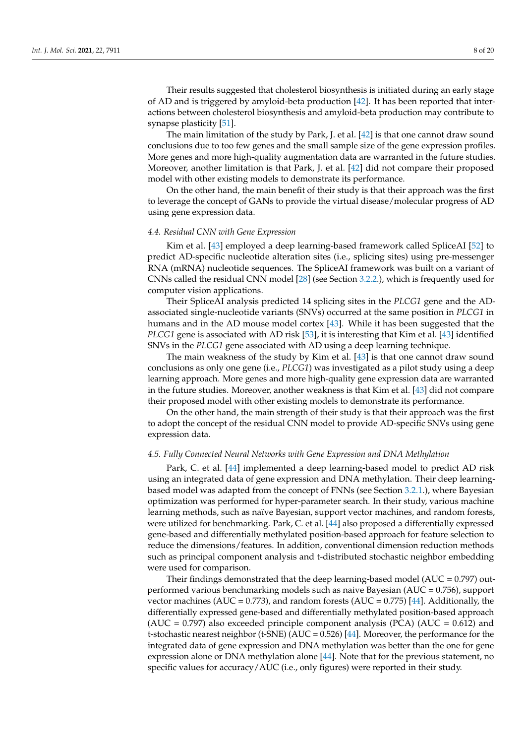Their results suggested that cholesterol biosynthesis is initiated during an early stage of AD and is triggered by amyloid-beta production [42]. It has been reported that interactions between cholesterol biosynthesis and amyloid-beta production may contribute to synapse plasticity [51].

The main limitation of the study by Park, J. et al. [42] is that one cannot draw sound conclusions due to too few genes and the small sample size of the gene expression profiles. More genes and more high-quality augmentation data are warranted in the future studies. Moreover, another limitation is that Park, J. et al. [42] did not compare their proposed model with other existing models to demonstrate its performance.

On the other hand, the main benefit of their study is that their approach was the first to leverage the concept of GANs to provide the virtual disease/molecular progress of AD using gene expression data.

### 4.4. Residual CNN with Gene Expression

Kim et al. [43] employed a deep learning-based framework called SpliceAI [52] to predict AD-specific nucleotide alteration sites (i.e., splicing sites) using pre-messenger RNA (mRNA) nucleotide sequences. The SpliceAI framework was built on a variant of CNNs called the residual CNN model [28] (see Section 3.2.2.), which is frequently used for computer vision applications.

Their SpliceAI analysis predicted 14 splicing sites in the *PLCG1* gene and the AD-associated single-nucleotide variants (SNVs) occurred at the same position in *PLCG1* in humans and in the AD mouse model cortex [43]. While it has been suggested that the *PLCG1* gene is associated with AD risk [53], it is interesting that Kim et al. [43] identified SNVs in the *PLCG1* gene associated with AD using a deep learning technique.

The main weakness of the study by Kim et al. [43] is that one cannot draw sound conclusions as only one gene (i.e., *PLCG1*) was investigated as a pilot study using a deep learning approach. More genes and more high-quality gene expression data are warranted in the future studies. Moreover, another weakness is that Kim et al. [43] did not compare their proposed model with other existing models to demonstrate its performance.

On the other hand, the main strength of their study is that their approach was the first to adopt the concept of the residual CNN model to provide AD-specific SNVs using gene expression data.

### 4.5. Fully Connected Neural Networks with Gene Expression and DNA Methylation

Park, C. et al. [44] implemented a deep learning-based model to predict AD risk using an integrated data of gene expression and DNA methylation. Their deep learning-based model was adapted from the concept of FNNs (see Section 3.2.1.), where Bayesian optimization was performed for hyper-parameter search. In their study, various machine learning methods, such as naïve Bayesian, support vector machines, and random forests, were utilized for benchmarking. Park, C. et al. [44] also proposed a differentially expressed gene-based and differentially methylated position-based approach for feature selection to reduce the dimensions/features. In addition, conventional dimension reduction methods such as principal component analysis and t-distributed stochastic neighbor embedding were used for comparison.

Their findings demonstrated that the deep learning-based model (AUC = 0.797) outperformed various benchmarking models such as naive Bayesian (AUC = 0.756), support vector machines (AUC = 0.773), and random forests (AUC = 0.775) [44]. Additionally, the differentially expressed gene-based and differentially methylated position-based approach (AUC = 0.797) also exceeded principle component analysis (PCA) (AUC = 0.612) and t-stochastic nearest neighbor (t-SNE) (AUC = 0.526) [44]. Moreover, the performance for the integrated data of gene expression and DNA methylation was better than the one for gene expression alone or DNA methylation alone [44]. Note that for the previous statement, no specific values for accuracy/AUC (i.e., only figures) were reported in their study.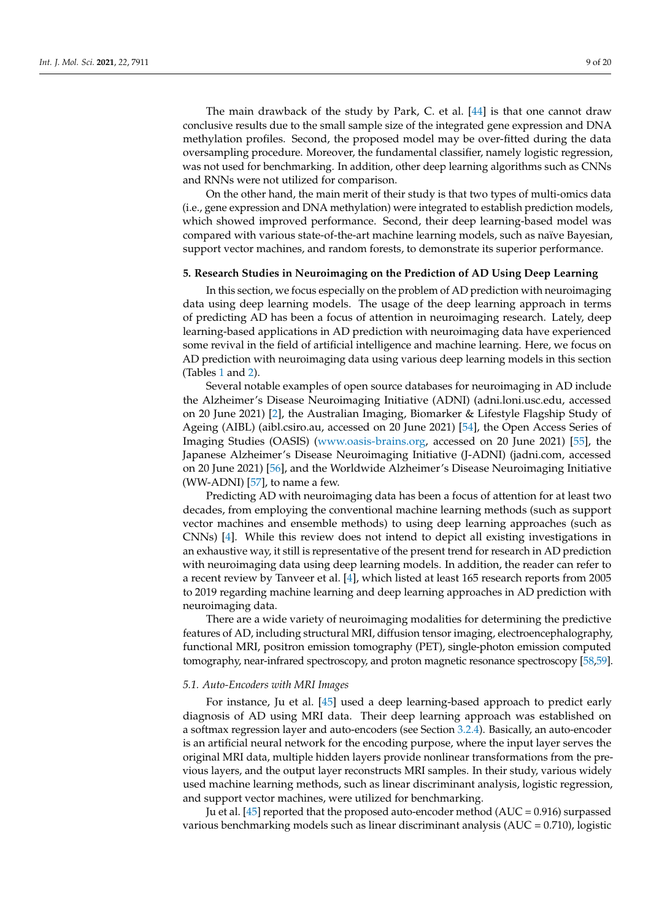The main drawback of the study by Park, C. et al. [44] is that one cannot draw conclusive results due to the small sample size of the integrated gene expression and DNA methylation profiles. Second, the proposed model may be over-fitted during the data oversampling procedure. Moreover, the fundamental classifier, namely logistic regression, was not used for benchmarking. In addition, other deep learning algorithms such as CNNs and RNNs were not utilized for comparison.

On the other hand, the main merit of their study is that two types of multi-omics data (i.e., gene expression and DNA methylation) were integrated to establish prediction models, which showed improved performance. Second, their deep learning-based model was compared with various state-of-the-art machine learning models, such as naïve Bayesian, support vector machines, and random forests, to demonstrate its superior performance.

## 5. Research Studies in Neuroimaging on the Prediction of AD Using Deep Learning

In this section, we focus especially on the problem of AD prediction with neuroimaging data using deep learning models. The usage of the deep learning approach in terms of predicting AD has been a focus of attention in neuroimaging research. Lately, deep learning-based applications in AD prediction with neuroimaging data have experienced some revival in the field of artificial intelligence and machine learning. Here, we focus on AD prediction with neuroimaging data using various deep learning models in this section (Tables 1 and 2).

Several notable examples of open source databases for neuroimaging in AD include the Alzheimer's Disease Neuroimaging Initiative (ADNI) (adni.loni.usc.edu, accessed on 20 June 2021) [2], the Australian Imaging, Biomarker & Lifestyle Flagship Study of Ageing (AIBL) (aibl.csiro.au, accessed on 20 June 2021) [54], the Open Access Series of Imaging Studies (OASIS) (www.oasis-brains.org, accessed on 20 June 2021) [55], the Japanese Alzheimer's Disease Neuroimaging Initiative (J-ADNI) (jadni.com, accessed on 20 June 2021) [56], and the Worldwide Alzheimer's Disease Neuroimaging Initiative (WW-ADNI) [57], to name a few.

Predicting AD with neuroimaging data has been a focus of attention for at least two decades, from employing the conventional machine learning methods (such as support vector machines and ensemble methods) to using deep learning approaches (such as CNNs) [4]. While this review does not intend to depict all existing investigations in an exhaustive way, it still is representative of the present trend for research in AD prediction with neuroimaging data using deep learning models. In addition, the reader can refer to a recent review by Tanveer et al. [4], which listed at least 165 research reports from 2005 to 2019 regarding machine learning and deep learning approaches in AD prediction with neuroimaging data.

There are a wide variety of neuroimaging modalities for determining the predictive features of AD, including structural MRI, diffusion tensor imaging, electroencephalography, functional MRI, positron emission tomography (PET), single-photon emission computed tomography, near-infrared spectroscopy, and proton magnetic resonance spectroscopy [58,59].

### 5.1. Auto-Encoders with MRI Images

For instance, Ju et al. [45] used a deep learning-based approach to predict early diagnosis of AD using MRI data. Their deep learning approach was established on a softmax regression layer and auto-encoders (see Section 3.2.4). Basically, an auto-encoder is an artificial neural network for the encoding purpose, where the input layer serves the original MRI data, multiple hidden layers provide nonlinear transformations from the previous layers, and the output layer reconstructs MRI samples. In their study, various widely used machine learning methods, such as linear discriminant analysis, logistic regression, and support vector machines, were utilized for benchmarking.

Ju et al. [45] reported that the proposed auto-encoder method (AUC = 0.916) surpassed various benchmarking models such as linear discriminant analysis (AUC = 0.710), logistic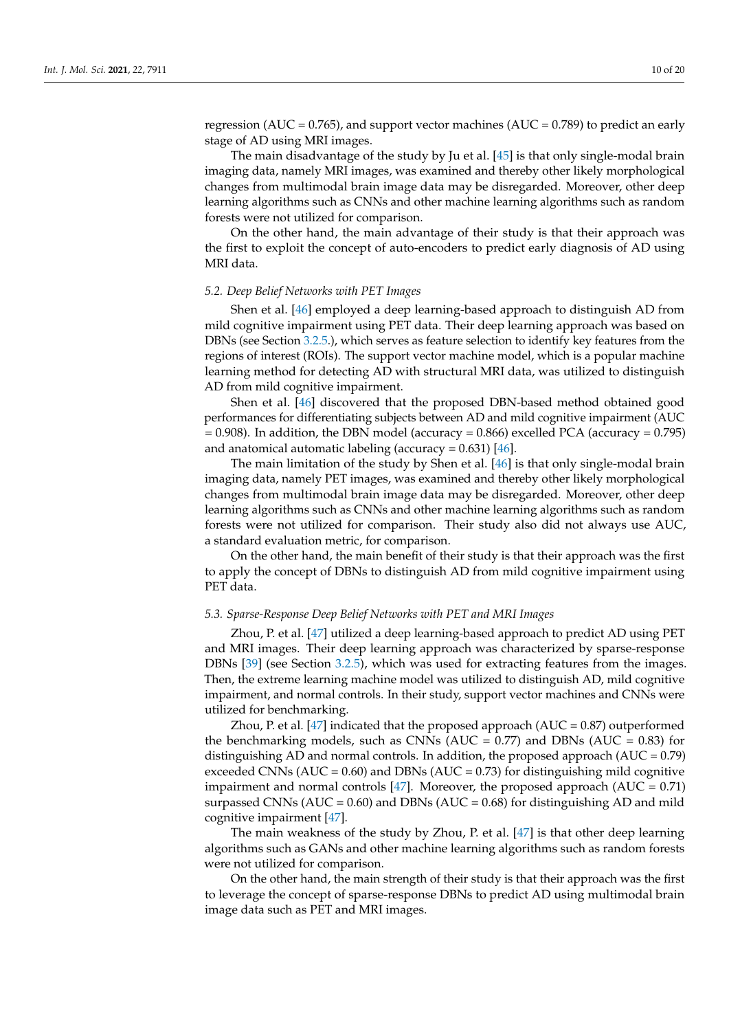regression (AUC = 0.765), and support vector machines (AUC = 0.789) to predict an early stage of AD using MRI images.

The main disadvantage of the study by Ju et al. [45] is that only single-modal brain imaging data, namely MRI images, was examined and thereby other likely morphological changes from multimodal brain image data may be disregarded. Moreover, other deep learning algorithms such as CNNs and other machine learning algorithms such as random forests were not utilized for comparison.

On the other hand, the main advantage of their study is that their approach was the first to exploit the concept of auto-encoders to predict early diagnosis of AD using MRI data.

### 5.2. Deep Belief Networks with PET Images

Shen et al. [46] employed a deep learning-based approach to distinguish AD from mild cognitive impairment using PET data. Their deep learning approach was based on DBNs (see Section 3.2.5.), which serves as feature selection to identify key features from the regions of interest (ROIs). The support vector machine model, which is a popular machine learning method for detecting AD with structural MRI data, was utilized to distinguish AD from mild cognitive impairment.

Shen et al. [46] discovered that the proposed DBN-based method obtained good performances for differentiating subjects between AD and mild cognitive impairment (AUC = 0.908). In addition, the DBN model (accuracy = 0.866) excelled PCA (accuracy = 0.795) and anatomical automatic labeling (accuracy = 0.631) [46].

The main limitation of the study by Shen et al. [46] is that only single-modal brain imaging data, namely PET images, was examined and thereby other likely morphological changes from multimodal brain image data may be disregarded. Moreover, other deep learning algorithms such as CNNs and other machine learning algorithms such as random forests were not utilized for comparison. Their study also did not always use AUC, a standard evaluation metric, for comparison.

On the other hand, the main benefit of their study is that their approach was the first to apply the concept of DBNs to distinguish AD from mild cognitive impairment using PET data.

### 5.3. Sparse-Response Deep Belief Networks with PET and MRI Images

Zhou, P. et al. [47] utilized a deep learning-based approach to predict AD using PET and MRI images. Their deep learning approach was characterized by sparse-response DBNs [39] (see Section 3.2.5), which was used for extracting features from the images. Then, the extreme learning machine model was utilized to distinguish AD, mild cognitive impairment, and normal controls. In their study, support vector machines and CNNs were utilized for benchmarking.

Zhou, P. et al. [47] indicated that the proposed approach (AUC = 0.87) outperformed the benchmarking models, such as CNNs (AUC = 0.77) and DBNs (AUC = 0.83) for distinguishing AD and normal controls. In addition, the proposed approach (AUC = 0.79) exceeded CNNs (AUC = 0.60) and DBNs (AUC = 0.73) for distinguishing mild cognitive impairment and normal controls [47]. Moreover, the proposed approach (AUC = 0.71) surpassed CNNs (AUC = 0.60) and DBNs (AUC = 0.68) for distinguishing AD and mild cognitive impairment [47].

The main weakness of the study by Zhou, P. et al. [47] is that other deep learning algorithms such as GANs and other machine learning such as random forests were not utilized for comparison.

On the other hand, the main strength of their study is that their approach was the first to leverage the concept of sparse-response DBNs to predict AD using multimodal brain image data such as PET and MRI images.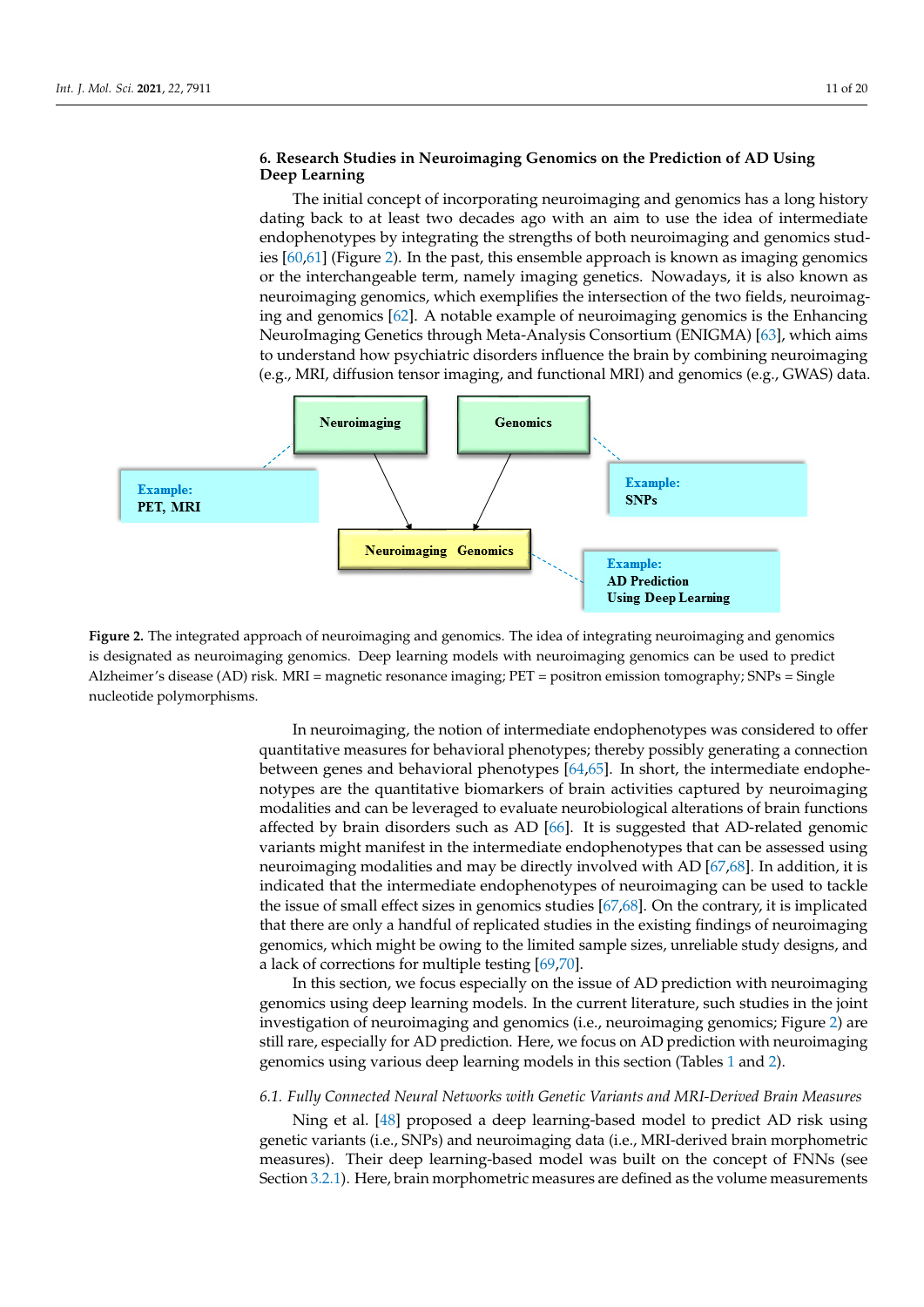## 6. Research Studies in Neuroimaging Genomics on the Prediction of AD Using Deep Learning

The initial concept of incorporating neuroimaging and genomics has a long history dating back to at least two decades ago with an aim to use the idea of intermediate endophenotypes by integrating the strengths of both neuroimaging and genomics studies [60,61] (Figure 2). In the past, this ensemble approach is known as imaging genomics or the interchangeable term, namely imaging genetics. Nowadays, it is also known as neuroimaging genomics, which exemplifies the intersection of the two fields, neuroimaging and genomics [62]. A notable example of neuroimaging genomics is the Enhancing NeuroImaging Genetics through Meta-Analysis Consortium (ENIGMA) [63], which aims to understand how psychiatric disorders influence the brain by combining neuroimaging (e.g., MRI, diffusion tensor imaging, and functional MRI) and genomics (e.g., GWAS) data.

**Figure 2.** The integrated approach of neuroimaging and genomics. The idea of integrating neuroimaging and genomics is designated as neuroimaging genomics. Deep learning models with neuroimaging genomics can be used to predict Alzheimer's disease (AD) risk. MRI = magnetic resonance imaging; PET = positron emission tomography; SNPs = Single nucleotide polymorphisms.

In neuroimaging, the notion of intermediate endophenotypes was considered to offer quantitative measures for behavioral phenotypes; thereby possibly generating a connection between genes and behavioral phenotypes [64,65]. In short, the intermediate endophenotypes are the quantitative biomarkers of brain activities captured by neuroimaging modalities and can be leveraged to evaluate neurobiological alterations of brain functions affected by brain disorders such as AD [66]. It is suggested that AD-related genomic variants might manifest in the intermediate endophenotypes that can be assessed using neuroimaging modalities and may be directly involved with AD [67,68]. In addition, it is indicated that the intermediate endophenotypes of neuroimaging can be used to tackle the issue of small effect sizes in genomics studies [67,68]. On the contrary, it is implicated that there are only a handful of replicated studies in the existing findings of neuroimaging genomics, which might be owing to the limited sample sizes, unreliable study designs, and a lack of corrections for multiple testing [69,70].

In this section, we focus especially on the issue of AD prediction with neuroimaging genomics using deep learning models. In the current literature, such studies in the joint investigation of neuroimaging and genomics (i.e., neuroimaging genomics; Figure 2) are still rare, especially for AD prediction. Here, we focus on AD prediction with neuroimaging genomics using various deep learning models in this section (Tables 1 and 2).

### *6.1. Fully Connected Neural Networks with Genetic Variants and MRI-Derived Brain Measures*

Ning et al. [48] proposed a deep learning-based model to predict AD risk using genetic variants (i.e., SNPs) and neuroimaging data (i.e., MRI-derived brain morphometric measures). Their deep learning-based model was built on the concept of FNNs (see Section 3.2.1). Here, brain morphometric measures are defined as the volume measurements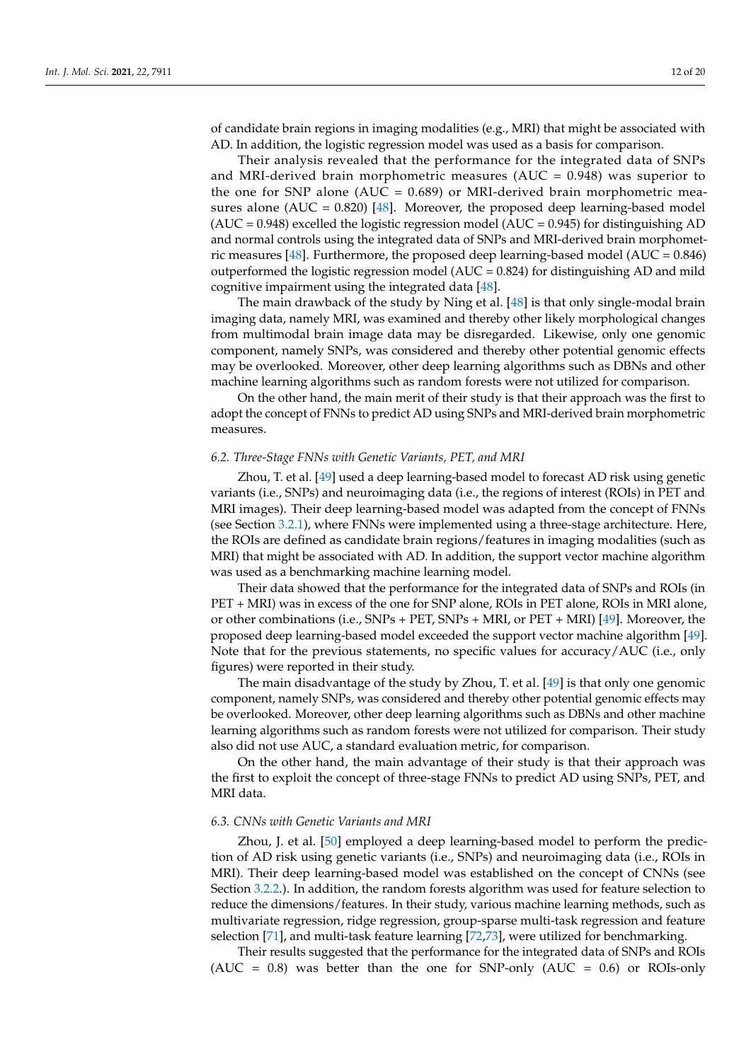of candidate brain regions in imaging modalities (e.g., MRI) that might be associated with AD. In addition, the logistic regression model was used as a basis for comparison.

Their analysis revealed that the performance for the integrated data of SNPs and MRI-derived brain morphometric measures (AUC = 0.948) was superior to the one for SNP alone (AUC = 0.689) or MRI-derived brain morphometric measures alone (AUC = 0.820) [48]. Moreover, the proposed deep learning-based model (AUC = 0.948) excelled the logistic regression model (AUC = 0.945) for distinguishing AD and normal controls using the integrated data of SNPs and MRI-derived brain morphometric measures [48]. Furthermore, the proposed deep learning-based model (AUC = 0.846) outperformed the logistic regression model (AUC = 0.824) for distinguishing AD and mild cognitive impairment using the integrated data [48].

The main drawback of the study by Ning et al. [48] is that only single-modal brain imaging data, namely MRI, was examined and thereby other likely morphological changes from multimodal brain image data may be disregarded. Likewise, only one genomic component, namely SNPs, was considered and thereby other potential genomic effects may be overlooked. Moreover, other deep learning algorithms such as DBNs and other machine learning algorithms such as random forests were not utilized for comparison.

On the other hand, the main merit of their study is that their approach was the first to adopt the concept of FNNs to predict AD using SNPs and MRI-derived brain morphometric measures.

### *6.2. Three-Stage FNNs with Genetic Variants, PET, and MRI*

Zhou, T. et al. [49] used a deep learning-based model to forecast AD risk using genetic variants (i.e., SNPs) and neuroimaging data (i.e., the regions of interest (ROIs) in PET and MRI images). Their deep learning-based model was adapted from the concept of FNNs (see Section 3.2.1), where FNNs were implemented using a three-stage architecture. Here, the ROIs are defined as candidate brain regions/features in imaging modalities (such as MRI) that might be associated with AD. In addition, the support vector machine algorithm was used as a benchmarking machine learning model.

Their data showed that the performance for the integrated data of SNPs and ROIs (in PET + MRI) was in excess of the one for SNP alone, ROIs in PET alone, ROIs in MRI alone, or other combinations (i.e., SNPs + PET, SNPs + MRI, or PET + MRI) [49]. Moreover, the proposed deep learning-based model exceeded the support vector machine algorithm [49]. Note that for the previous statements, no specific values for accuracy/AUC (i.e., only figures) were reported in their study.

The main disadvantage of the study by Zhou, T. et al. [49] is that only one genomic component, namely SNPs, was considered and thereby other potential genomic effects may be overlooked. Moreover, other deep learning algorithms such as DBNs and other machine learning algorithms such as random forests were not utilized for comparison. Their study also did not use AUC, a standard evaluation metric, for comparison.

On the other hand, the main advantage of their study is that their approach was the first to exploit the concept of three-stage FNNs to predict AD using SNPs, PET, and MRI data.

### *6.3. CNNs with Genetic Variants and MRI*

Zhou, J. et al. [50] employed a deep learning-based model to perform the prediction of AD risk using genetic variants (i.e., SNPs) and neuroimaging data (i.e., ROIs in MRI). Their deep learning-based model was established on the concept of CNNs (see Section 3.2.2.). In addition, the random forests algorithm was used for feature selection to reduce the dimensions/features. In their study, various machine learning methods, such as multivariate regression, ridge regression, group-sparse multi-task regression and feature selection [71], and multi-task feature learning [72,73], were utilized for benchmarking.

Their results suggested that the performance for the integrated data of SNPs and ROIs (AUC = 0.8) was better than the one for SNP-only (AUC = 0.6) or ROIs-only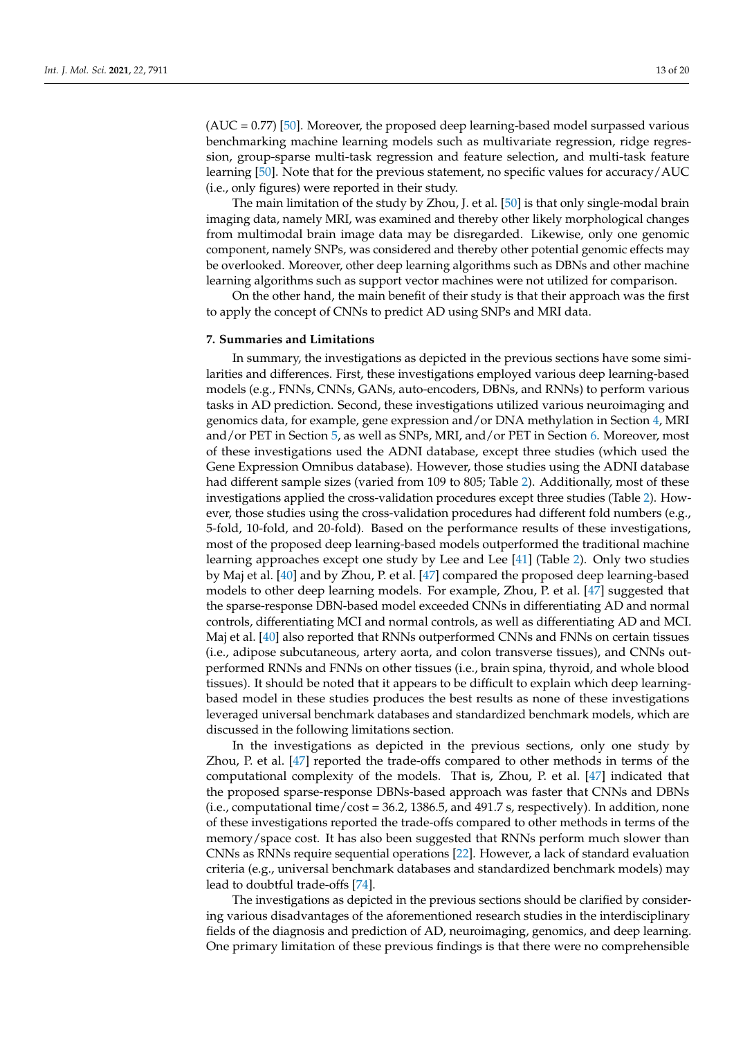(AUC = 0.77) [50]. Moreover, the proposed deep learning-based model surpassed various benchmarking machine learning models such as multivariate regression, ridge regression, group-sparse multi-task regression and feature selection, and multi-task feature learning [50]. Note that for the previous statement, no specific values for accuracy/AUC (i.e., only figures) were reported in their study.

The main limitation of the study by Zhou, J. et al. [50] is that only single-modal brain imaging data, namely MRI, was examined and thereby other likely morphological changes from multimodal brain image data may be disregarded. Likewise, only one genomic component, namely SNPs, was considered and thereby other potential genomic effects may be overlooked. Moreover, other deep learning algorithms such as DBNs and other machine learning algorithms such as support vector machines were not utilized for comparison.

On the other hand, the main benefit of their study is that their approach was the first to apply the concept of CNNs to predict AD using SNPs and MRI data.

## 7. Summaries and Limitations

In summary, the investigations as depicted in the previous sections have some similarities and differences. First, these investigations employed various deep learning-based models (e.g., FNNs, CNNs, GANs, auto-encoders, DBNs, and RNNs) to perform various tasks in AD prediction. Second, these investigations utilized various neuroimaging and genomics data, for example, gene expression and/or DNA methylation in Section 4, MRI and/or PET in Section 5, as well as SNPs, MRI, and/or PET in Section 6. Moreover, most of these investigations used the ADNI database, except three studies (which used the Gene Expression Omnibus database). However, those studies using the ADNI database had different sample sizes (varied from 109 to 805; Table 2). Additionally, most of these investigations applied the cross-validation procedures except three studies (Table 2). However, those studies using the cross-validation procedures had different fold numbers (e.g., 5-fold, 10-fold, and 20-fold). Based on the performance results of these investigations, most of the proposed deep learning-based models outperformed the traditional machine learning approaches except one study by Lee and Lee [41] (Table 2). Only two studies by Maj et al. [40] and by Zhou, P. et al. [47] compared the proposed deep learning-based models to other deep learning models. For example, Zhou, P. et al. [47] suggested that the sparse-response DBN-based model exceeded CNNs in differentiating AD and normal controls, differentiating MCI and normal controls, as well as differentiating AD and MCI. Maj et al. [40] also reported that RNNs outperformed CNNs and FNNs on certain tissues (i.e., adipose subcutaneous, artery aorta, and colon transverse tissues), and CNNs outperformed RNNs and FNNs on other tissues (i.e., brain spina, thyroid, and whole blood tissues). It should be noted that it appears to be difficult to explain which deep learning-based model in these studies produces the best results as none of these investigations leveraged universal benchmark databases and standardized benchmark models, which are discussed in the following limitations section.

In the investigations as depicted in the previous sections, only one study by Zhou, P. et al. [47] reported the trade-offs compared to other methods in terms of the computational complexity of the models. That is, Zhou, P. et al. [47] indicated that the proposed sparse-response DBNs-based approach was faster that CNNs and DBNs (i.e., computational time/cost = 36.2, 1386.5, and 491.7 s, respectively). In addition, none of these investigations reported the trade-offs compared to other methods in terms of the memory/space cost. It has also been suggested that RNNs perform much slower than CNNs as RNNs require sequential operations [22]. However, a lack of standard evaluation criteria (e.g., universal benchmark databases and standardized benchmark models) may lead to doubtful trade-offs [74].

The investigations as depicted in the previous sections should be clarified by considering various disadvantages of the aforementioned research studies in the interdisciplinary fields of the diagnosis and prediction of AD, neuroimaging, genomics, and deep learning. One primary limitation of these previous findings is that there were no comprehensible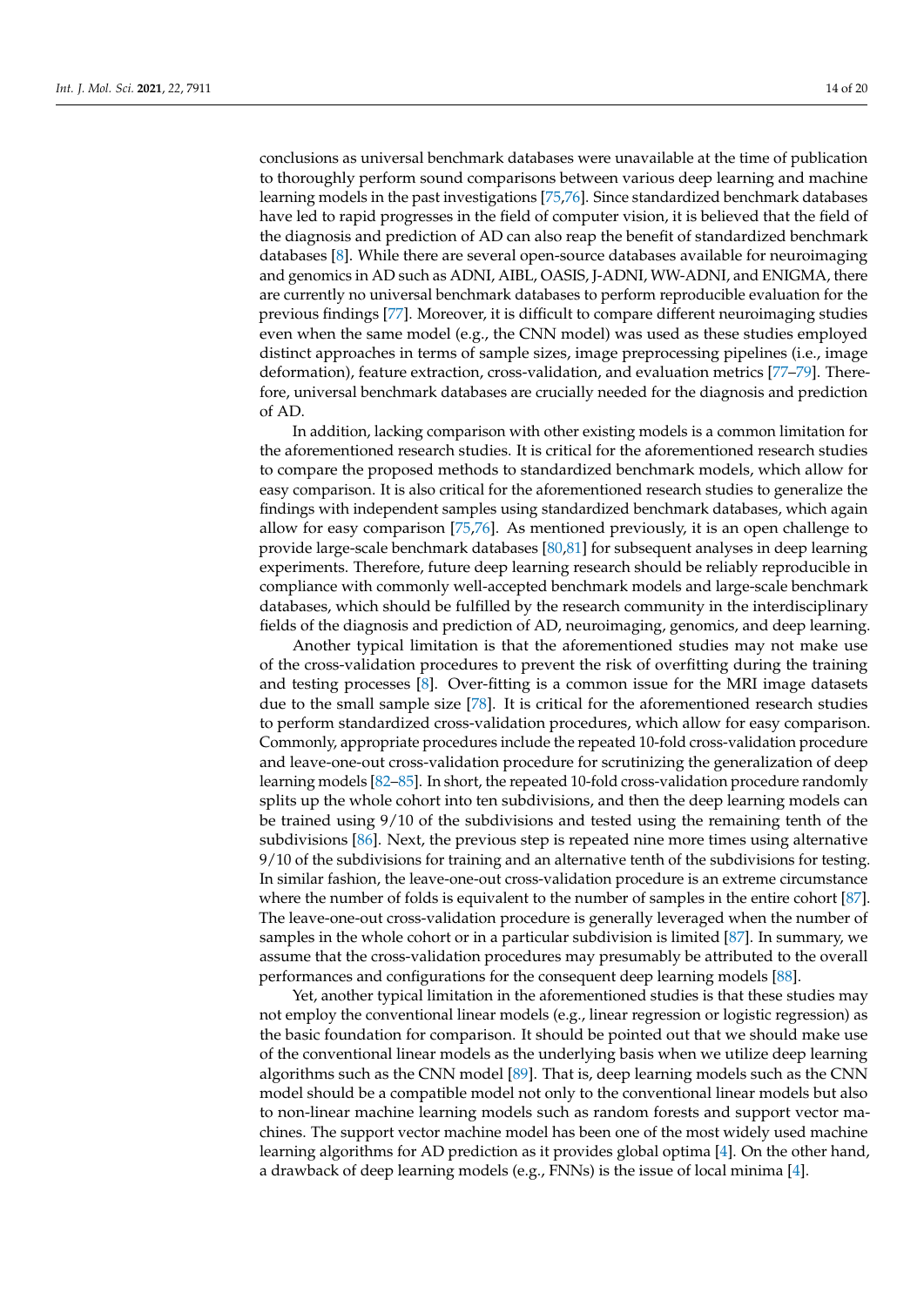conclusions as universal benchmark databases were unavailable at the time of publication to thoroughly perform sound comparisons between various deep learning and machine learning models in the past investigations [75,76]. Since standardized benchmark databases have led to rapid progresses in the field of computer vision, it is believed that the field of the diagnosis and prediction of AD can also reap the benefit of standardized benchmark databases [8]. While there are several open-source databases available for neuroimaging and genomics in AD such as ADNI, AIBL, OASIS, J-ADNI, WW-ADNI, and ENIGMA, there are currently no universal benchmark databases to perform reproducible evaluation for the previous findings [77]. Moreover, it is difficult to compare different neuroimaging studies even when the same model (e.g., the CNN model) was used as these studies employed distinct approaches in terms of sample sizes, image preprocessing pipelines (i.e., image deformation), feature extraction, cross-validation, and evaluation metrics [77–79]. Therefore, universal benchmark databases are crucially needed for the diagnosis and prediction of AD.

In addition, lacking comparison with other existing models is a common limitation for the aforementioned research studies. It is critical for the aforementioned research studies to compare the proposed methods to standardized benchmark models, which allow for easy comparison. It is also critical for the aforementioned research studies to generalize the findings with independent samples using standardized benchmark databases, which again allow for easy comparison [75,76]. As mentioned previously, it is an open challenge to provide large-scale benchmark databases [80,81] for subsequent analyses in deep learning experiments. Therefore, future deep learning research should be reliably reproducible in compliance with commonly well-accepted benchmark models and large-scale benchmark databases, which should be fulfilled by the research community in the interdisciplinary fields of the diagnosis and prediction of AD, neuroimaging, genomics, and deep learning.

Another typical limitation is that the aforementioned studies may not make use of the cross-validation procedures to prevent the risk of overfitting during the training and testing processes [8]. Over-fitting is a common issue for the MRI image datasets due to the small sample size [78]. It is critical for the aforementioned research studies to perform standardized cross-validation procedures, which allow for easy comparison. Commonly, appropriate procedures include the repeated 10-fold cross-validation procedure and leave-one-out cross-validation procedure for scrutinizing the generalization of deep learning models [82–85]. In short, the repeated 10-fold cross-validation procedure randomly splits up the whole cohort into ten subdivisions, and then the deep learning models can be trained using 9/10 of the subdivisions and tested using the remaining tenth of the subdivisions [86]. Next, the previous step is repeated nine more times using alternative 9/10 of the subdivisions for training and an alternative tenth of the subdivisions for testing. In similar fashion, the leave-one-out cross-validation procedure is an extreme circumstance where the number of folds is equivalent to the number of samples in the entire cohort [87]. The leave-one-out cross-validation procedure is generally leveraged when the number of samples in the whole cohort or in a particular subdivision is limited [87]. In summary, we assume that the cross-validation procedures may presumably be attributed to the overall performances and configurations for the consequent deep learning models [88].

Yet, another typical limitation in the aforementioned studies is that these studies may not employ the conventional linear models (e.g., linear regression or logistic regression) as the basic foundation for comparison. It should be pointed out that we should make use of the conventional linear models as the underlying basis when we utilize deep learning algorithms such as the CNN model [89]. That is, deep learning models such as the CNN model should be a compatible model not only to the conventional linear models but also to non-linear machine learning models such as random forests and support vector machines. The support vector machine model has been one of the most widely used machine learning algorithms for AD prediction as it provides global optima [4]. On the other hand, a drawback of deep learning models (e.g., FNNs) is the issue of local minima [4].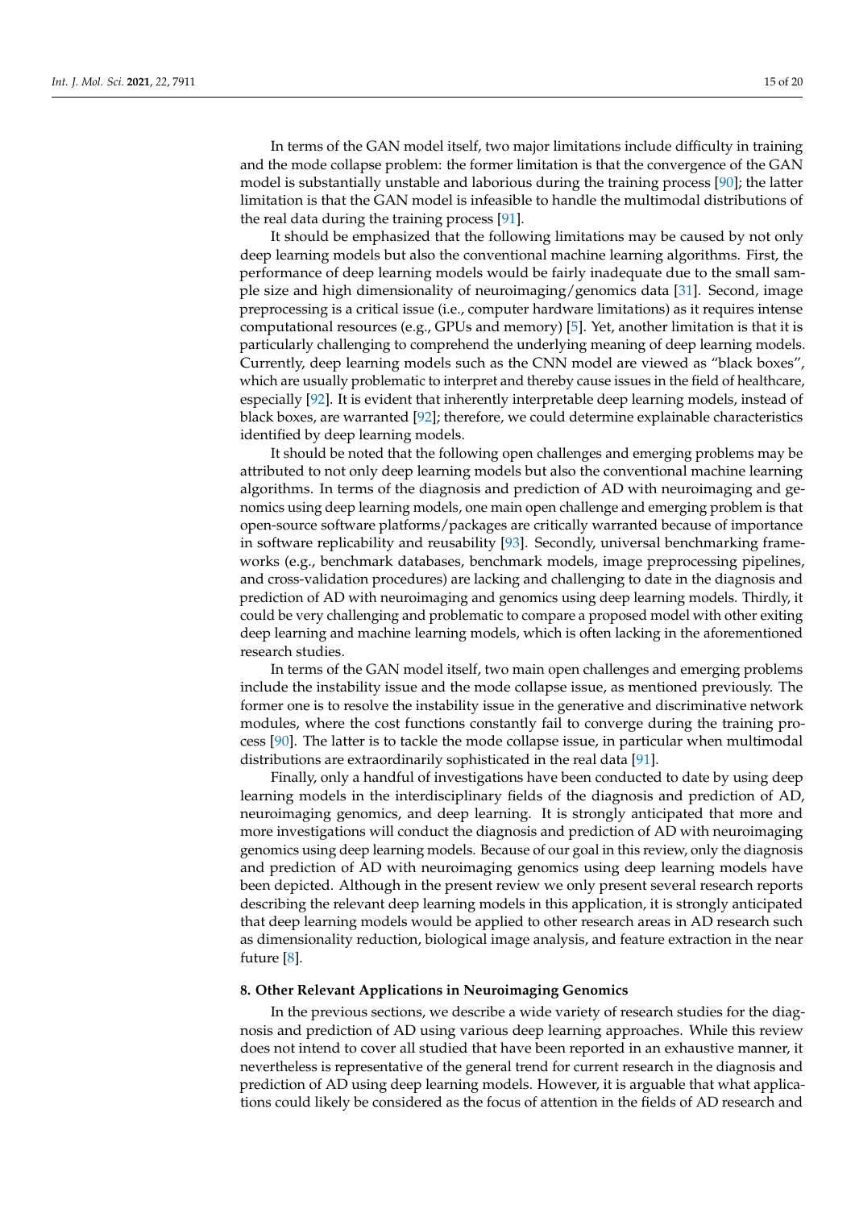In terms of the GAN model itself, two major limitations include difficulty in training and the mode collapse problem: the former limitation is that the convergence of the GAN model is substantially unstable and laborious during the training process [90]; the latter limitation is that the GAN model is infeasible to handle the multimodal distributions of the real data during the training process [91].

It should be emphasized that the following limitations may be caused by not only deep learning models but also the conventional machine learning algorithms. First, the performance of deep learning models would be fairly inadequate due to the small sample size and high dimensionality of neuroimaging/genomics data [31]. Second, image preprocessing is a critical issue (i.e., computer hardware limitations) as it requires intense computational resources (e.g., GPUs and memory) [5]. Yet, another limitation is that it is particularly challenging to comprehend the underlying meaning of deep learning models. Currently, deep learning models such as the CNN model are viewed as "black boxes", which are usually problematic to interpret and thereby cause issues in the field of healthcare, especially [92]. It is evident that inherently interpretable deep learning models, instead of black boxes, are warranted [92]; therefore, we could determine explainable characteristics identified by deep learning models.

It should be noted that the following open challenges and emerging problems may be attributed to not only deep learning models but also the conventional machine learning algorithms. In terms of the diagnosis and prediction of AD with neuroimaging and genomics using deep learning models, one main open challenge and emerging problem is that open-source software platforms/packages are critically warranted because of importance in software replicability and reusability [93]. Secondly, universal benchmarking frameworks (e.g., benchmark databases, benchmark models, image preprocessing pipelines, and cross-validation procedures) are lacking and challenging to date in the diagnosis and prediction of AD with neuroimaging and genomics using deep learning models. Thirdly, it could be very challenging and problematic to compare a proposed model with other exiting deep learning and machine learning models, which is often lacking in the aforementioned research studies.

In terms of the GAN model itself, two main open challenges and emerging problems include the instability issue and the mode collapse issue, as mentioned previously. The former one is to resolve the instability issue in the generative and discriminative network modules, where the cost functions constantly fail to converge during the training process [90]. The latter is to tackle the mode collapse issue, in particular when multimodal distributions are extraordinarily sophisticated in the real data [91].

Finally, only a handful of investigations have been conducted to date by using deep learning models in the interdisciplinary fields of the diagnosis and prediction of AD, neuroimaging genomics, and deep learning. It is strongly anticipated that more and more investigations will conduct the diagnosis and prediction of AD with neuroimaging genomics using deep learning models. Because of our goal in this review, only the diagnosis and prediction of AD with neuroimaging genomics using deep learning models have been depicted. Although in the present review we only present several research reports describing the relevant deep learning models in this application, it is strongly anticipated that deep learning models would be applied to other research areas in AD research such as dimensionality reduction, biological image analysis, and feature extraction in the near future [8].

## 8. Other Relevant Applications in Neuroimaging Genomics

In the previous sections, we describe a wide variety of research studies for the diagnosis and prediction of AD using various deep learning approaches. While this review does not intend to cover all studied that have been reported in an exhaustive manner, it nevertheless is representative of the general trend for current research in the diagnosis and prediction of AD using deep learning models. However, it is arguable that what applications could likely be considered as the focus of attention in the fields of AD research and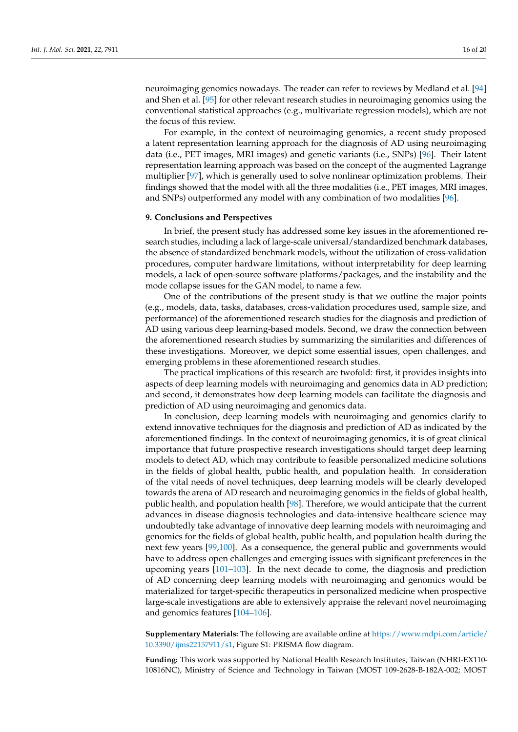neuroimaging genomics nowadays. The reader can refer to reviews by Medland et al. [94] and Shen et al. [95] for other relevant research studies in neuroimaging genomics using the conventional statistical approaches (e.g., multivariate regression models), which are not the focus of this review.

For example, in the context of neuroimaging genomics, a recent study proposed a latent representation learning approach for the diagnosis of AD using neuroimaging data (i.e., PET images, MRI images) and genetic variants (i.e., SNPs) [96]. Their latent representation learning approach was based on the concept of the augmented Lagrange multiplier [97], which is generally used to solve nonlinear optimization problems. Their findings showed that the model with all the three modalities (i.e., PET images, MRI images, and SNPs) outperformed any model with any combination of two modalities [96].

## 9. Conclusions and Perspectives

In brief, the present study has addressed some key issues in the aforementioned research studies, including a lack of large-scale universal/standardized benchmark databases, the absence of standardized benchmark models, without the utilization of cross-validation procedures, computer hardware limitations, without interpretability for deep learning models, a lack of open-source software platforms/packages, and the instability and the mode collapse issues for the GAN model, to name a few.

One of the contributions of the present study is that we outline the major points (e.g., models, data, tasks, databases, cross-validation procedures used, sample size, and performance) of the aforementioned research studies for the diagnosis and prediction of AD using various deep learning-based models. Second, we draw the connection between the aforementioned research studies by summarizing the similarities and differences of these investigations. Moreover, we depict some essential issues, open challenges, and emerging problems in these aforementioned research studies.

The practical implications of this research are twofold: first, it provides insights into aspects of deep learning models with neuroimaging and genomics data in AD prediction; and second, it demonstrates how deep learning models can facilitate the diagnosis and prediction of AD using neuroimaging and genomics data.

In conclusion, deep learning models with neuroimaging and genomics clarify to extend innovative techniques for the diagnosis and prediction of AD as indicated by the aforementioned findings. In the context of neuroimaging genomics, it is of great clinical importance that future prospective research investigations should target deep learning models to detect AD, which may contribute to feasible personalized medicine solutions in the fields of global health, public health, and population health. In consideration of the vital needs of novel techniques, deep learning models will be clearly developed towards the arena of AD research and neuroimaging genomics in the fields of global health, public health, and population health [98]. Therefore, we would anticipate that the current advances in disease diagnosis technologies and data-intensive healthcare science may undoubtedly take advantage of innovative deep learning models with neuroimaging and genomics for the fields of global health, public health, and population health during the next few years [99,100]. As a consequence, the general public and governments would have to address open challenges and emerging issues with significant preferences in the upcoming years [101–103]. In the next decade to come, the diagnosis and prediction of AD concerning deep learning models with neuroimaging and genomics would be materialized for target-specific therapeutics in personalized medicine when prospective large-scale investigations are able to extensively appraise the relevant novel neuroimaging and genomics features [104–106].

**Supplementary Materials:** The following are available online at https://www.mdpi.com/article/10.3390/ijms22157911/s1, Figure S1: PRISMA flow diagram.

**Funding:** This work was supported by National Health Research Institutes, Taiwan (NHRI-EX110-10816NC), Ministry of Science and Technology in Taiwan (MOST 109-2628-B-182A-002; MOST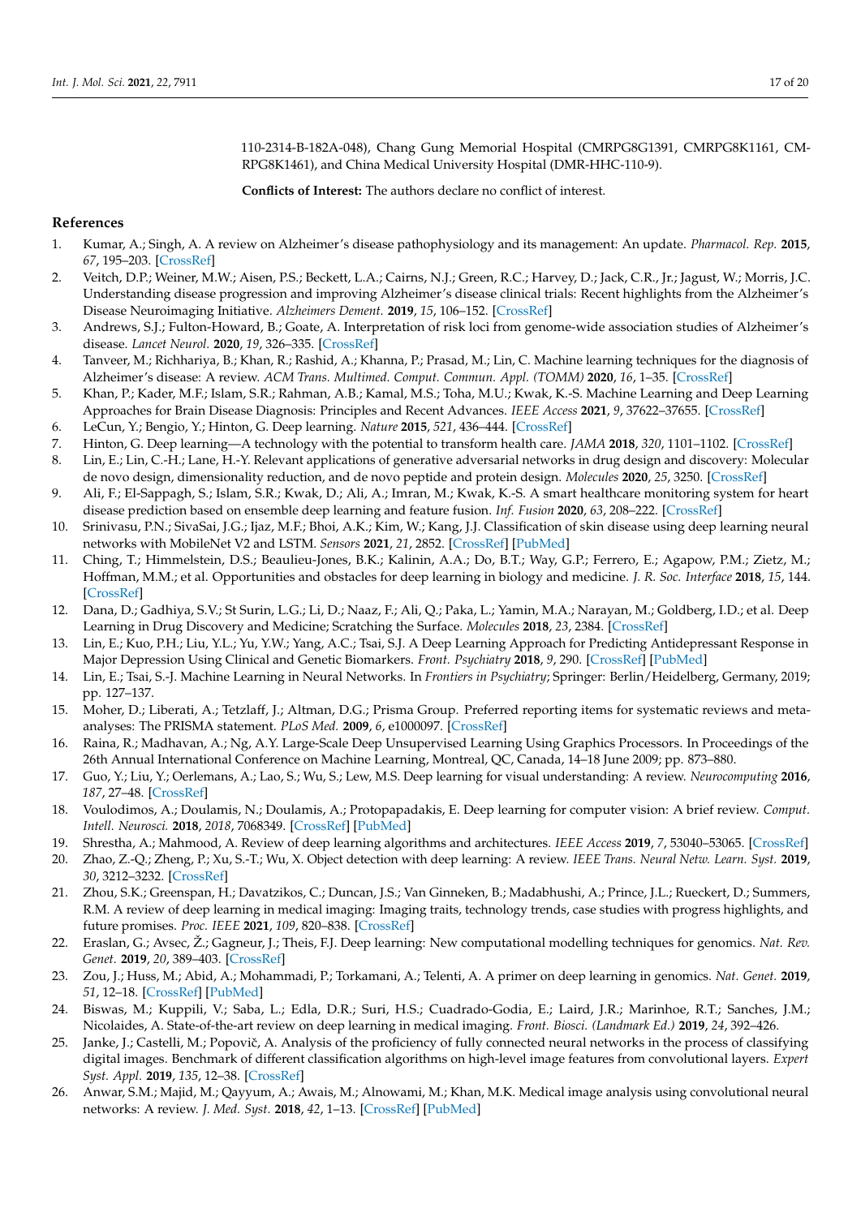110-2314-B-182A-048), Chang Gung Memorial Hospital (CMRPG8G1391, CMRPG8K1161, CMRPG8K1461), and China Medical University Hospital (DMR-HHC-110-9).

**Conflicts of Interest:** The authors declare no conflict of interest.

## References

1. Kumar, A.; Singh, A. A review on Alzheimer's disease pathophysiology and its management: An update. *Pharmacol. Rep.* **2015**, *67*, 195–203. [CrossRef]
2. Veitch, D.P.; Weiner, M.W.; Aisen, P.S.; Beckett, L.A.; Cairns, N.J.; Green, R.C.; Harvey, D.; Jack, C.R., Jr.; Jagust, W.; Morris, J.C. Understanding disease progression and improving Alzheimer's disease clinical trials: Recent highlights from the Alzheimer's Disease Neuroimaging Initiative. *Alzheimers Dement.* **2019**, *15*, 106–152. [CrossRef]
3. Andrews, S.J.; Fulton-Howard, B.; Goate, A. Interpretation of risk loci from genome-wide association studies of Alzheimer's disease. *Lancet Neurol.* **2020**, *19*, 326–335. [CrossRef]
4. Tanveer, M.; Richhariya, B.; Khan, R.; Rashid, A.; Khanna, P.; Prasad, M.; Lin, C. Machine learning techniques for the diagnosis of Alzheimer's disease: A review. *ACM Trans. Multimed. Comput. Commun. Appl. (TOMM)* **2020**, *16*, 1–35. [CrossRef]
5. Khan, P.; Kader, M.F.; Islam, S.R.; Rahman, A.B.; Kamal, M.S.; Toha, M.U.; Kwak, K.-S. Machine Learning and Deep Learning Approaches for Brain Disease Diagnosis: Principles and Recent Advances. *IEEE Access* **2021**, *9*, 37622–37655. [CrossRef]
6. LeCun, Y.; Bengio, Y.; Hinton, G. Deep learning. *Nature* **2015**, *521*, 436–444. [CrossRef]
7. Hinton, G. Deep learning—A technology with the potential to transform health care. *JAMA* **2018**, *320*, 1101–1102. [CrossRef]
8. Lin, E.; Lin, C.-H.; Lane, H.-Y. Relevant applications of generative adversarial networks in drug design and discovery: Molecular de novo design, dimensionality reduction, and de novo peptide and protein design. *Molecules* **2020**, *25*, 3250. [CrossRef]
9. Ali, F.; El-Sappagh, S.; Islam, S.R.; Kwak, D.; Ali, A.; Imran, M.; Kwak, K.-S. A smart healthcare monitoring system for heart disease prediction based on ensemble deep learning and feature fusion. *Inf. Fusion* **2020**, *63*, 208–222. [CrossRef]
10. Srinivasu, P.N.; SivaSai, J.G.; Ijaz, M.F.; Bhoi, A.K.; Kim, W.; Kang, J.J. Classification of skin disease using deep learning neural networks with MobileNet V2 and LSTM. *Sensors* **2021**, *21*, 2852. [CrossRef] [PubMed]
11. Ching, T.; Himmelstein, D.S.; Beaulieu-Jones, B.K.; Kalinin, A.A.; Do, B.T.; Way, G.P.; Ferrero, E.; Agapow, P.M.; Zietz, M.; Hoffman, M.M.; et al. Opportunities and obstacles for deep learning in biology and medicine. *J. R. Soc. Interface* **2018**, *15*, 144. [CrossRef]
12. Dana, D.; Gadhiya, S.V.; St Surin, L.G.; Li, D.; Naaz, F.; Ali, Q.; Paka, L.; Yamin, M.A.; Narayan, M.; Goldberg, I.D.; et al. Deep Learning in Drug Discovery and Medicine; Scratching the Surface. *Molecules* **2018**, *23*, 2384. [CrossRef]
13. Lin, E.; Kuo, P.H.; Liu, Y.L.; Yu, Y.W.; Yang, A.C.; Tsai, S.J. A Deep Learning Approach for Predicting Antidepressant Response in Major Depression Using Clinical and Genetic Biomarkers. *Front. Psychiatry* **2018**, *9*, 290. [CrossRef] [PubMed]
14. Lin, E.; Tsai, S.-J. Machine Learning in Neural Networks. In *Frontiers in Psychiatry*; Springer: Berlin/Heidelberg, Germany, 2019; pp. 127–137.
15. Moher, D.; Liberati, A.; Tetzlaff, J.; Altman, D.G.; Prisma Group. Preferred reporting items for systematic reviews and meta-analyses: The PRISMA statement. *PLoS Med.* **2009**, *6*, e1000097. [CrossRef]
16. Raina, R.; Madhavan, A.; Ng, A.Y. Large-Scale Deep Unsupervised Learning Using Graphics Processors. In Proceedings of the 26th Annual International Conference on Machine Learning, Montreal, QC, Canada, 14–18 June 2009; pp. 873–880.
17. Guo, Y.; Liu, Y.; Oerlemans, A.; Lao, S.; Wu, S.; Lew, M.S. Deep learning for visual understanding: A review. *Neurocomputing* **2016**, *187*, 27–48. [CrossRef]
18. Voulodimos, A.; Doulamis, N.; Doulamis, A.; Protopapadakis, E. Deep learning for computer vision: A brief review. *Comput. Intell. Neurosci.* **2018**, *2018*, 7068349. [CrossRef] [PubMed]
19. Shrestha, A.; Mahmood, A. Review of deep learning algorithms and architectures. *IEEE Access* **2019**, *7*, 53040–53065. [CrossRef]
20. Zhao, Z.-Q.; Zheng, P.; Xu, S.-T.; Wu, X. Object detection with deep learning: A review. *IEEE Trans. Neural Netw. Learn. Syst.* **2019**, *30*, 3212–3232. [CrossRef]
21. Zhou, S.K.; Greenspan, H.; Davatzikos, C.; Duncan, J.S.; Van Ginneken, B.; Madabhushi, A.; Prince, J.L.; Rueckert, D.; Summers, R.M. A review of deep learning in medical imaging: Imaging traits, technology trends, case studies with progress highlights, and future promises. *Proc. IEEE* **2021**, *109*, 820–838. [CrossRef]
22. Eraslan, G.; Avsec, Ž.; Gagneur, J.; Theis, F.J. Deep learning: New computational modelling techniques for genomics. *Nat. Rev. Genet.* **2019**, *20*, 389–403. [CrossRef]
23. Zou, J.; Huss, M.; Abid, A.; Mohammadi, P.; Torkamani, A.; Telenti, A. A primer on deep learning in genomics. *Nat. Genet.* **2019**, *51*, 12–18. [CrossRef] [PubMed]
24. Biswas, M.; Kuppili, V.; Saba, L.; Edla, D.R.; Suri, H.S.; Cuadrado-Godia, E.; Laird, J.R.; Marinhoe, R.T.; Sanches, J.M.; Nicolaides, A. State-of-the-art review on deep learning in medical imaging. *Front. Biosci. (Landmark Ed.)* **2019**, *24*, 392–426.
25. Janke, J.; Castelli, M.; Popovič, A. Analysis of the proficiency of fully connected neural networks in the process of classifying digital images. Benchmark of different classification algorithms on high-level image features from convolutional layers. *Expert Syst. Appl.* **2019**, *135*, 12–38. [CrossRef]
26. Anwar, S.M.; Majid, M.; Qayyum, A.; Awais, M.; Alnowami, M.; Khan, M.K. Medical image analysis using convolutional neural networks: A review. *J. Med. Syst.* **2018**, *42*, 1–13. [CrossRef] [PubMed]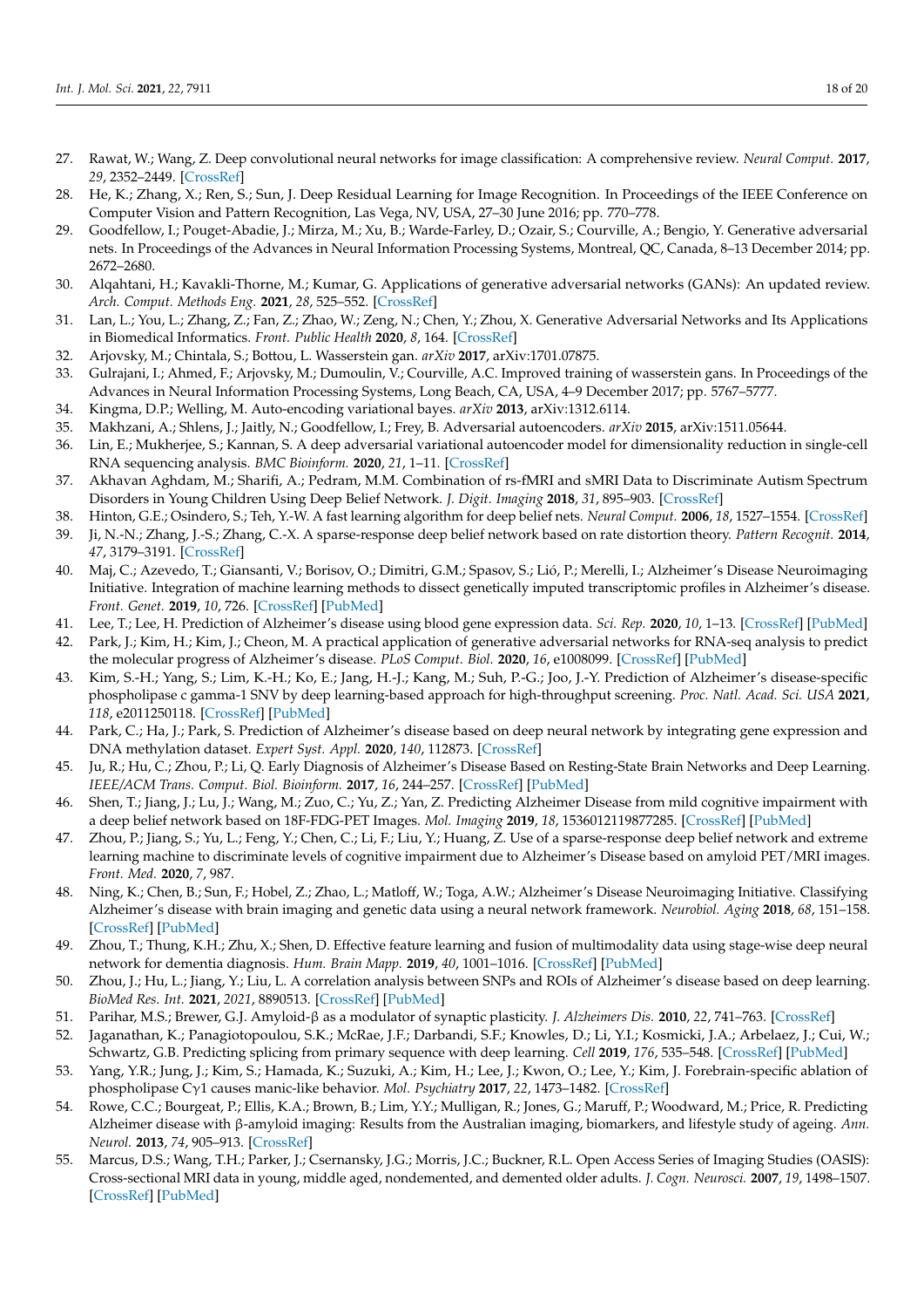27. Rawat, W.; Wang, Z. Deep convolutional neural networks for image classification: A comprehensive review. *Neural Comput.* **2017**, *29*, 2352–2449. [CrossRef]
28. He, K.; Zhang, X.; Ren, S.; Sun, J. Deep Residual Learning for Image Recognition. In Proceedings of the IEEE Conference on Computer Vision and Pattern Recognition, Las Vegas, NV, USA, 27–30 June 2016; pp. 770–778.
29. Goodfellow, I.; Pouget-Abadie, J.; Mirza, M.; Xu, B.; Warde-Farley, D.; Ozair, S.; Courville, A.; Bengio, Y. Generative adversarial nets. In Proceedings of the Advances in Neural Information Processing Systems, Montreal, QC, Canada, 8–13 December 2014; pp. 2672–2680.
30. Alqahtani, H.; Kavakli-Thorne, M.; Kumar, G. Applications of generative adversarial networks (GANs): An updated review. *Arch. Comput. Methods Eng.* **2021**, *28*, 525–552. [CrossRef]
31. Lan, L.; You, L.; Zhang, Z.; Fan, Z.; Zhao, W.; Zeng, N.; Chen, Y.; Zhou, X. Generative Adversarial Networks and Its Applications in Biomedical Informatics. *Front. Public Health* **2020**, *8*, 164. [CrossRef]
32. Arjovsky, M.; Chintala, S.; Bottou, L. Wasserstein gan. *arXiv* **2017**, arXiv:1701.07875.
33. Gulrajani, I.; Ahmed, F.; Arjovsky, M.; Dumoulin, V.; Courville, A.C. Improved training of wasserstein gans. In Proceedings of the Advances in Neural Information Processing Systems, Long Beach, CA, USA, 4–9 December 2017; pp. 5767–5777.
34. Kingma, D.P.; Welling, M. Auto-encoding variational bayes. *arXiv* **2013**, arXiv:1312.6114.
35. Makhzani, A.; Shlens, J.; Jaitly, N.; Goodfellow, I.; Frey, B. Adversarial autoencoders. *arXiv* **2015**, arXiv:1511.05644.
36. Lin, E.; Mukherjee, S.; Kannan, S. A deep adversarial variational autoencoder model for dimensionality reduction in single-cell RNA sequencing analysis. *BMC Bioinform.* **2020**, *21*, 1–11. [CrossRef]
37. Akhavan Aghdam, M.; Sharifi, A.; Pedram, M.M. Combination of rs-fMRI and sMRI Data to Discriminate Autism Spectrum Disorders in Young Children Using Deep Belief Network. *J. Digit. Imaging* **2018**, *31*, 895–903. [CrossRef]
38. Hinton, G.E.; Osindero, S.; Teh, Y.-W. A fast learning algorithm for deep belief nets. *Neural Comput.* **2006**, *18*, 1527–1554. [CrossRef]
39. Ji, N.-N.; Zhang, J.-S.; Zhang, C.-X. A sparse-response deep belief network based on rate distortion theory. *Pattern Recognit.* **2014**, *47*, 3179–3191. [CrossRef]
40. Maj, C.; Azevedo, T.; Giansanti, V.; Borisov, O.; Dimitri, G.M.; Spasov, S.; Lió, P.; Merelli, I.; Alzheimer's Disease Neuroimaging Initiative. Integration of machine learning methods to dissect genetically imputed transcriptomic profiles in Alzheimer's disease. *Front. Genet.* **2019**, *10*, 726. [CrossRef] [PubMed]
41. Lee, T.; Lee, H. Prediction of Alzheimer's disease using blood gene expression data. *Sci. Rep.* **2020**, *10*, 1–13. [CrossRef] [PubMed]
42. Park, J.; Kim, H.; Kim, J.; Cheon, M. A practical application of generative adversarial networks for RNA-seq analysis to predict the molecular progress of Alzheimer's disease. *PLoS Comput. Biol.* **2020**, *16*, e1008099. [CrossRef] [PubMed]
43. Kim, S.-H.; Yang, S.; Lim, K.-H.; Ko, E.; Jang, H.-J.; Kang, M.; Suh, P.-G.; Joo, J.-Y. Prediction of Alzheimer's disease-specific phospholipase c gamma-1 SNV by deep learning-based approach for high-throughput screening. *Proc. Natl. Acad. Sci. USA* **2021**, *118*, e2011250118. [CrossRef] [PubMed]
44. Park, C.; Ha, J.; Park, S. Prediction of Alzheimer's disease based on deep neural network by integrating gene expression and DNA methylation dataset. *Expert Syst. Appl.* **2020**, *140*, 112873. [CrossRef]
45. Ju, R.; Hu, C.; Zhou, P.; Li, Q. Early Diagnosis of Alzheimer's Disease Based on Resting-State Brain Networks and Deep Learning. *IEEE/ACM Trans. Comput. Biol. Bioinform.* **2017**, *16*, 244–257. [CrossRef] [PubMed]
46. Shen, T.; Jiang, J.; Lu, J.; Wang, M.; Zuo, C.; Yu, Z.; Yan, Z. Predicting Alzheimer Disease from mild cognitive impairment with a deep belief network based on 18F-FDG-PET Images. *Mol. Imaging* **2019**, *18*, 1536012119877285. [CrossRef] [PubMed]
47. Zhou, P.; Jiang, S.; Yu, L.; Feng, Y.; Chen, C.; Li, F.; Liu, Y.; Huang, Z. Use of a sparse-response deep belief network and extreme learning machine to discriminate levels of cognitive impairment due to Alzheimer's Disease based on amyloid PET/MRI images. *Front. Med.* **2020**, *7*, 987.
48. Ning, K.; Chen, B.; Sun, F.; Hobel, Z.; Zhao, L.; Matloff, W.; Toga, A.W.; Alzheimer's Disease Neuroimaging Initiative. Classifying Alzheimer's disease with brain imaging and genetic data using a neural network framework. *Neurobiol. Aging* **2018**, *68*, 151–158. [CrossRef] [PubMed]
49. Zhou, T.; Thung, K.H.; Zhu, X.; Shen, D. Effective feature learning and fusion of multimodality data using stage-wise deep neural network for dementia diagnosis. *Hum. Brain Mapp.* **2019**, *40*, 1001–1016. [CrossRef] [PubMed]
50. Zhou, J.; Hu, L.; Jiang, Y.; Liu, L. A correlation analysis between SNPs and ROIs of Alzheimer's disease based on deep learning. *BioMed Res. Int.* **2021**, *2021*, 8890513. [CrossRef] [PubMed]
51. Parihar, M.S.; Brewer, G.J. Amyloid-β as a modulator of synaptic plasticity. *J. Alzheimers Dis.* **2010**, *22*, 741–763. [CrossRef]
52. Jaganathan, K.; Panagiotopoulou, S.K.; McRae, J.F.; Darbandi, S.F.; Knowles, D.; Li, Y.I.; Kosmicki, J.A.; Arbelaez, J.; Cui, W.; Schwartz, G.B. Predicting splicing from primary sequence with deep learning. *Cell* **2019**, *176*, 535–548. [CrossRef] [PubMed]
53. Yang, Y.R.; Jung, J.; Kim, S.; Hamada, K.; Suzuki, A.; Kim, H.; Lee, J.; Kwon, O.; Lee, Y.; Kim, J. Forebrain-specific ablation of phospholipase Cγ1 causes manic-like behavior. *Mol. Psychiatry* **2017**, *22*, 1473–1482. [CrossRef]
54. Rowe, C.C.; Bourgeat, P.; Ellis, K.A.; Brown, B.; Lim, Y.Y.; Mulligan, R.; Jones, G.; Maruff, P.; Woodward, M.; Price, R. Predicting Alzheimer disease with β-amyloid imaging: Results from the Australian imaging, biomarkers, and lifestyle study of ageing. *Ann. Neurol.* **2013**, *74*, 905–913. [CrossRef]
55. Marcus, D.S.; Wang, T.H.; Parker, J.; Csernansky, J.G.; Morris, J.C.; Buckner, R.L. Open Access Series of Imaging Studies (OASIS): Cross-sectional MRI data in young, middle aged, nondemented, and demented older adults. *J. Cogn. Neurosci.* **2007**, *19*, 1498–1507. [CrossRef] [PubMed]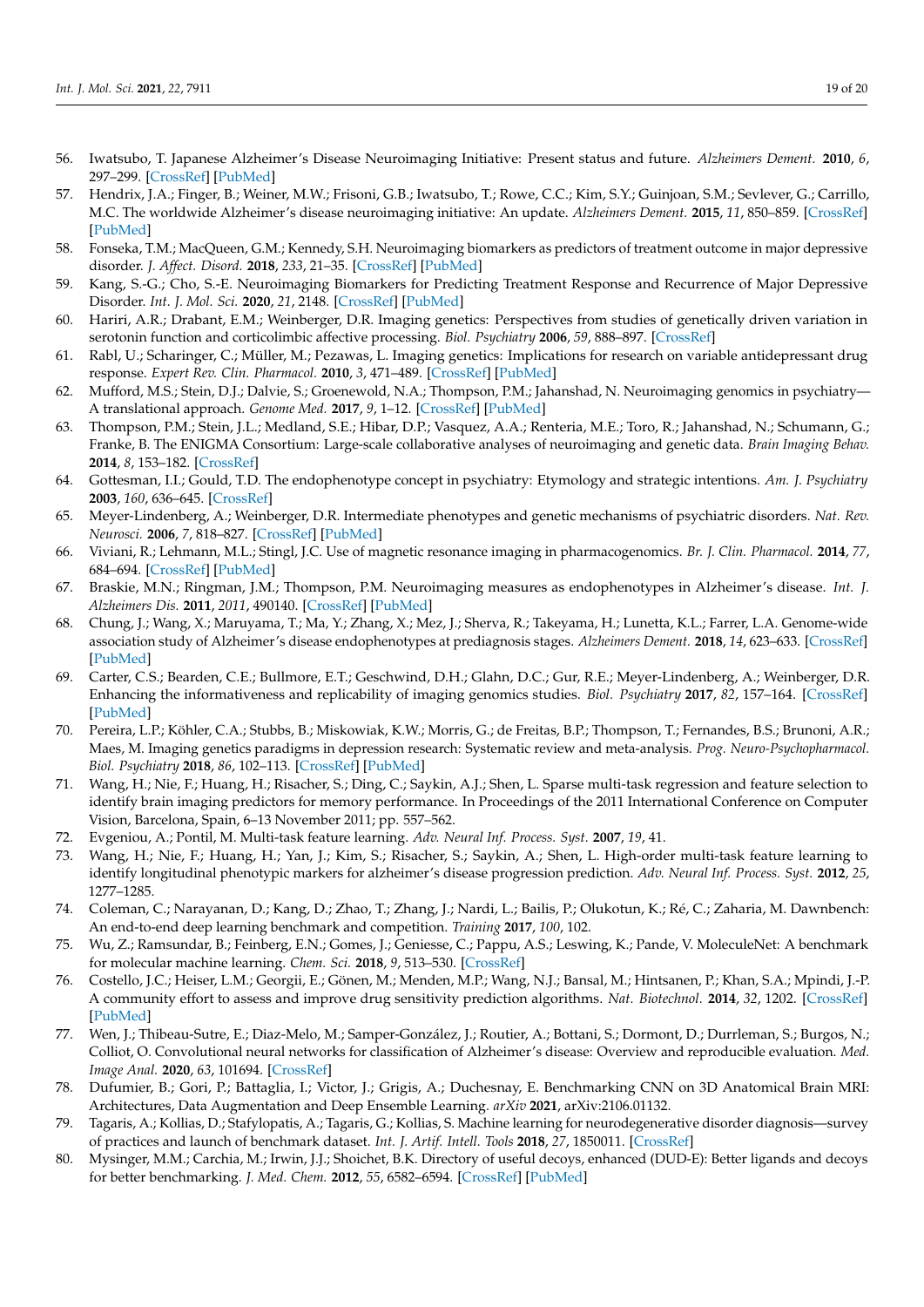56. Iwatsubo, T. Japanese Alzheimer's Disease Neuroimaging Initiative: Present status and future. *Alzheimers Dement.* **2010**, *6*, 297–299. [CrossRef] [PubMed]
57. Hendrix, J.A.; Finger, B.; Weiner, M.W.; Frisoni, G.B.; Iwatsubo, T.; Rowe, C.C.; Kim, S.Y.; Guinjoan, S.M.; Sevlever, G.; Carrillo, M.C. The worldwide Alzheimer's disease neuroimaging initiative: An update. *Alzheimers Dement.* **2015**, *11*, 850–859. [CrossRef] [PubMed]
58. Fonseka, T.M.; MacQueen, G.M.; Kennedy, S.H. Neuroimaging biomarkers as predictors of treatment outcome in major depressive disorder. *J. Affect. Disord.* **2018**, *233*, 21–35. [CrossRef] [PubMed]
59. Kang, S.-G.; Cho, S.-E. Neuroimaging Biomarkers for Predicting Treatment Response and Recurrence of Major Depressive Disorder. *Int. J. Mol. Sci.* **2020**, *21*, 2148. [CrossRef] [PubMed]
60. Hariri, A.R.; Drabant, E.M.; Weinberger, D.R. Imaging genetics: Perspectives from studies of genetically driven variation in serotonin function and corticolimbic affective processing. *Biol. Psychiatry* **2006**, *59*, 888–897. [CrossRef]
61. Rabl, U.; Scharinger, C.; Müller, M.; Pezawas, L. Imaging genetics: Implications for research on variable antidepressant drug response. *Expert Rev. Clin. Pharmacol.* **2010**, *3*, 471–489. [CrossRef] [PubMed]
62. Mufford, M.S.; Stein, D.J.; Dalvie, S.; Groenewold, N.A.; Thompson, P.M.; Jahanshad, N. Neuroimaging genomics in psychiatry—A translational approach. *Genome Med.* **2017**, *9*, 1–12. [CrossRef] [PubMed]
63. Thompson, P.M.; Stein, J.L.; Medland, S.E.; Hibar, D.P.; Vasquez, A.A.; Renteria, M.E.; Toro, R.; Jahanshad, N.; Schumann, G.; Franke, B. The ENIGMA Consortium: Large-scale collaborative analyses of neuroimaging and genetic data. *Brain Imaging Behav.* **2014**, *8*, 153–182. [CrossRef]
64. Gottesman, I.I.; Gould, T.D. The endophenotype concept in psychiatry: Etymology and strategic intentions. *Am. J. Psychiatry* **2003**, *160*, 636–645. [CrossRef]
65. Meyer-Lindenberg, A.; Weinberger, D.R. Intermediate phenotypes and genetic mechanisms of psychiatric disorders. *Nat. Rev. Neurosci.* **2006**, *7*, 818–827. [CrossRef] [PubMed]
66. Viviani, R.; Lehmann, M.L.; Stingl, J.C. Use of magnetic resonance imaging in pharmacogenomics. *Br. J. Clin. Pharmacol.* **2014**, *77*, 684–694. [CrossRef] [PubMed]
67. Braskie, M.N.; Ringman, J.M.; Thompson, P.M. Neuroimaging measures as endophenotypes in Alzheimer's disease. *Int. J. Alzheimers Dis.* **2011**, *2011*, 490140. [CrossRef] [PubMed]
68. Chung, J.; Wang, X.; Maruyama, T.; Ma, Y.; Zhang, X.; Mez, J.; Sherva, R.; Takeyama, H.; Lunetta, K.L.; Farrer, L.A. Genome-wide association study of Alzheimer's disease endophenotypes at prediagnosis stages. *Alzheimers Dement.* **2018**, *14*, 623–633. [CrossRef] [PubMed]
69. Carter, C.S.; Bearden, C.E.; Bullmore, E.T.; Geschwind, D.H.; Glahn, D.C.; Gur, R.E.; Meyer-Lindenberg, A.; Weinberger, D.R. Enhancing the informativeness and replicability of imaging genomics studies. *Biol. Psychiatry* **2017**, *82*, 157–164. [CrossRef] [PubMed]
70. Pereira, L.P.; Köhler, C.A.; Stubbs, B.; Miskowiak, K.W.; Morris, G.; de Freitas, B.P.; Thompson, T.; Fernandes, B.S.; Brunoni, A.R.; Maes, M. Imaging genetics paradigms in depression research: Systematic review and meta-analysis. *Prog. Neuro-Psychopharmacol. Biol. Psychiatry* **2018**, *86*, 102–113. [CrossRef] [PubMed]
71. Wang, H.; Nie, F.; Huang, H.; Risacher, S.; Ding, C.; Saykin, A.J.; Shen, L. Sparse multi-task regression and feature selection to identify brain imaging predictors for memory performance. In Proceedings of the 2011 International Conference on Computer Vision, Barcelona, Spain, 6–13 November 2011; pp. 557–562.
72. Evgeniou, A.; Pontil, M. Multi-task feature learning. *Adv. Neural Inf. Process. Syst.* **2007**, *19*, 41.
73. Wang, H.; Nie, F.; Huang, H.; Yan, J.; Kim, S.; Risacher, S.; Saykin, A.; Shen, L. High-order multi-task feature learning to identify longitudinal phenotypic markers for alzheimer's disease progression prediction. *Adv. Neural Inf. Process. Syst.* **2012**, *25*, 1277–1285.
74. Coleman, C.; Narayanan, D.; Kang, D.; Zhao, T.; Zhang, J.; Nardi, L.; Bailis, P.; Olukotun, K.; Ré, C.; Zaharia, M. Dawnbench: An end-to-end deep learning benchmark and competition. *Training* **2017**, *100*, 102.
75. Wu, Z.; Ramsundar, B.; Feinberg, E.N.; Gomes, J.; Geniesse, C.; Pappu, A.S.; Leswing, K.; Pande, V. MoleculeNet: A benchmark for molecular machine learning. *Chem. Sci.* **2018**, *9*, 513–530. [CrossRef]
76. Costello, J.C.; Heiser, L.M.; Georgii, E.; Gönen, M.; Menden, M.P.; Wang, N.J.; Bansal, M.; Hintsanen, P.; Khan, S.A.; Mpindi, J.-P. A community effort to assess and improve drug sensitivity prediction algorithms. *Nat. Biotechnol.* **2014**, *32*, 1202. [CrossRef] [PubMed]
77. Wen, J.; Thibeau-Sutre, E.; Diaz-Melo, M.; Samper-González, J.; Routier, A.; Bottani, S.; Dormont, D.; Durrleman, S.; Burgos, N.; Colliot, O. Convolutional neural networks for classification of Alzheimer's disease: Overview and reproducible evaluation. *Med. Image Anal.* **2020**, *63*, 101694. [CrossRef]
78. Dufumier, B.; Gori, P.; Battaglia, I.; Victor, J.; Grigis, A.; Duchesnay, E. Benchmarking CNN on 3D Anatomical Brain MRI: Architectures, Data Augmentation and Deep Ensemble Learning. *arXiv* **2021**, arXiv:2106.01132.
79. Tagaris, A.; Kollias, D.; Stafylopatis, A.; Tagaris, G.; Kollias, S. Machine learning for neurodegenerative disorder diagnosis—survey of practices and launch of benchmark dataset. *Int. J. Artif. Intell. Tools* **2018**, *27*, 1850011. [CrossRef]
80. Mysinger, M.M.; Carchia, M.; Irwin, J.J.; Shoichet, B.K. Directory of useful decoys, enhanced (DUD-E): Better ligands and decoys for better benchmarking. *J. Med. Chem.* **2012**, *55*, 6582–6594. [CrossRef] [PubMed]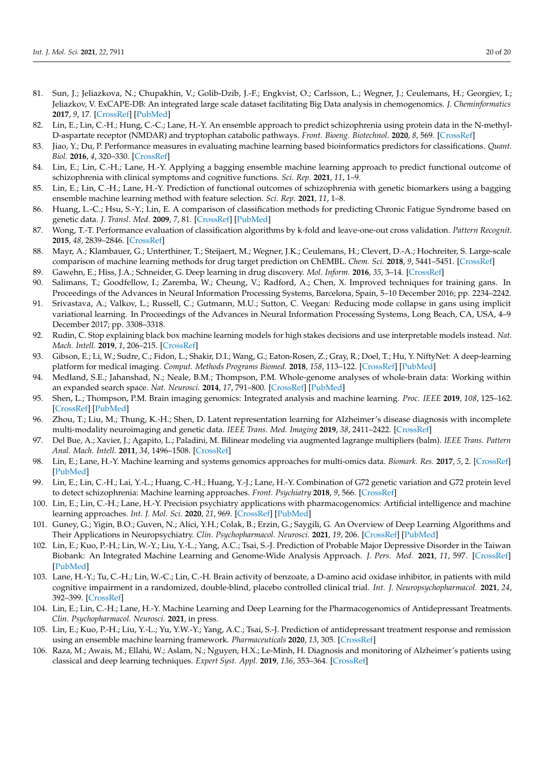81. Sun, J.; Jeliazkova, N.; Chupakhin, V.; Golib-Dzib, J.-F.; Engkvist, O.; Carlsson, L.; Wegner, J.; Ceulemans, H.; Georgiev, I.; Jeliazkov, V. ExCAPE-DB: An integrated large scale dataset facilitating Big Data analysis in chemogenomics. *J. Cheminformatics* **2017**, *9*, 17. [CrossRef] [PubMed]
82. Lin, E.; Lin, C.-H.; Hung, C.-C.; Lane, H.-Y. An ensemble approach to predict schizophrenia using protein data in the N-methyl-D-aspartate receptor (NMDAR) and tryptophan catabolic pathways. *Front. Bioeng. Biotechnol.* **2020**, *8*, 569. [CrossRef]
83. Jiao, Y.; Du, P. Performance measures in evaluating machine learning based bioinformatics predictors for classifications. *Quant. Biol.* **2016**, *4*, 320–330. [CrossRef]
84. Lin, E.; Lin, C.-H.; Lane, H.-Y. Applying a bagging ensemble machine learning approach to predict functional outcome of schizophrenia with clinical symptoms and cognitive functions. *Sci. Rep.* **2021**, *11*, 1–9.
85. Lin, E.; Lin, C.-H.; Lane, H.-Y. Prediction of functional outcomes of schizophrenia with genetic biomarkers using a bagging ensemble machine learning method with feature selection. *Sci. Rep.* **2021**, *11*, 1–8.
86. Huang, L.-C.; Hsu, S.-Y.; Lin, E. A comparison of classification methods for predicting Chronic Fatigue Syndrome based on genetic data. *J. Transl. Med.* **2009**, *7*, 81. [CrossRef] [PubMed]
87. Wong, T.-T. Performance evaluation of classification algorithms by k-fold and leave-one-out cross validation. *Pattern Recognit.* **2015**, *48*, 2839–2846. [CrossRef]
88. Mayr, A.; Klambauer, G.; Unterthiner, T.; Steijaert, M.; Wegner, J.K.; Ceulemans, H.; Clevert, D.-A.; Hochreiter, S. Large-scale comparison of machine learning methods for drug target prediction on ChEMBL. *Chem. Sci.* **2018**, *9*, 5441–5451. [CrossRef]
89. Gawehn, E.; Hiss, J.A.; Schneider, G. Deep learning in drug discovery. *Mol. Inform.* **2016**, *35*, 3–14. [CrossRef]
90. Salimans, T.; Goodfellow, I.; Zaremba, W.; Cheung, V.; Radford, A.; Chen, X. Improved techniques for training gans. In Proceedings of the Advances in Neural Information Processing Systems, Barcelona, Spain, 5–10 December 2016; pp. 2234–2242.
91. Srivastava, A.; Valkov, L.; Russell, C.; Gutmann, M.U.; Sutton, C. Veegan: Reducing mode collapse in gans using implicit variational learning. In Proceedings of the Advances in Neural Information Processing Systems, Long Beach, CA, USA, 4–9 December 2017; pp. 3308–3318.
92. Rudin, C. Stop explaining black box machine learning models for high stakes decisions and use interpretable models instead. *Nat. Mach. Intell.* **2019**, *1*, 206–215. [CrossRef]
93. Gibson, E.; Li, W.; Sudre, C.; Fidon, L.; Shakir, D.I.; Wang, G.; Eaton-Rosen, Z.; Gray, R.; Doel, T.; Hu, Y. NiftyNet: A deep-learning platform for medical imaging. *Comput. Methods Programs Biomed.* **2018**, *158*, 113–122. [CrossRef] [PubMed]
94. Medland, S.E.; Jahanshad, N.; Neale, B.M.; Thompson, P.M. Whole-genome analyses of whole-brain data: Working within an expanded search space. *Nat. Neurosci.* **2014**, *17*, 791–800. [CrossRef] [PubMed]
95. Shen, L.; Thompson, P.M. Brain imaging genomics: Integrated analysis and machine learning. *Proc. IEEE* **2019**, *108*, 125–162. [CrossRef] [PubMed]
96. Zhou, T.; Liu, M.; Thung, K.-H.; Shen, D. Latent representation learning for Alzheimer's disease diagnosis with incomplete multi-modality neuroimaging and genetic data. *IEEE Trans. Med. Imaging* **2019**, *38*, 2411–2422. [CrossRef]
97. Del Bue, A.; Xavier, J.; Agapito, L.; Paladini, M. Bilinear modeling via augmented lagrange multipliers (balm). *IEEE Trans. Pattern Anal. Mach. Intell.* **2011**, *34*, 1496–1508. [CrossRef]
98. Lin, E.; Lane, H.-Y. Machine learning and systems genomics approaches for multi-omics data. *Biomark. Res.* **2017**, *5*, 2. [CrossRef] [PubMed]
99. Lin, E.; Lin, C.-H.; Lai, Y.-L.; Huang, C.-H.; Huang, Y.-J.; Lane, H.-Y. Combination of G72 genetic variation and G72 protein level to detect schizophrenia: Machine learning approaches. *Front. Psychiatry* **2018**, *9*, 566. [CrossRef]
100. Lin, E.; Lin, C.-H.; Lane, H.-Y. Precision psychiatry applications with pharmacogenomics: Artificial intelligence and machine learning approaches. *Int. J. Mol. Sci.* **2020**, *21*, 969. [CrossRef] [PubMed]
101. Guney, G.; Yigin, B.O.; Guven, N.; Alici, Y.H.; Colak, B.; Erzin, G.; Saygili, G. An Overview of Deep Learning Algorithms and Their Applications in Neuropsychiatry. *Clin. Psychopharmacol. Neurosci.* **2021**, *19*, 206. [CrossRef] [PubMed]
102. Lin, E.; Kuo, P.-H.; Lin, W.-Y.; Liu, Y.-L.; Yang, A.C.; Tsai, S.-J. Prediction of Probable Major Depressive Disorder in the Taiwan Biobank: An Integrated Machine Learning and Genome-Wide Analysis Approach. *J. Pers. Med.* **2021**, *11*, 597. [CrossRef] [PubMed]
103. Lane, H.-Y.; Tu, C.-H.; Lin, W.-C.; Lin, C.-H. Brain activity of benzoate, a D-amino acid oxidase inhibitor, in patients with mild cognitive impairment in a randomized, double-blind, placebo controlled clinical trial. *Int. J. Neuropsychopharmacol.* **2021**, *24*, 392–399. [CrossRef]
104. Lin, E.; Lin, C.-H.; Lane, H.-Y. Machine Learning and Deep Learning for the Pharmacogenomics of Antidepressant Treatments. *Clin. Psychopharmacol. Neurosci.* **2021**, in press.
105. Lin, E.; Kuo, P.-H.; Liu, Y.-L.; Yu, Y.W.-Y.; Yang, A.C.; Tsai, S.-J. Prediction of antidepressant treatment response and remission using an ensemble machine learning framework. *Pharmaceuticals* **2020**, *13*, 305. [CrossRef]
106. Raza, M.; Awais, M.; Ellahi, W.; Aslam, N.; Nguyen, H.X.; Le-Minh, H. Diagnosis and monitoring of Alzheimer's patients using classical and deep learning techniques. *Expert Syst. Appl.* **2019**, *136*, 353–364. [CrossRef]